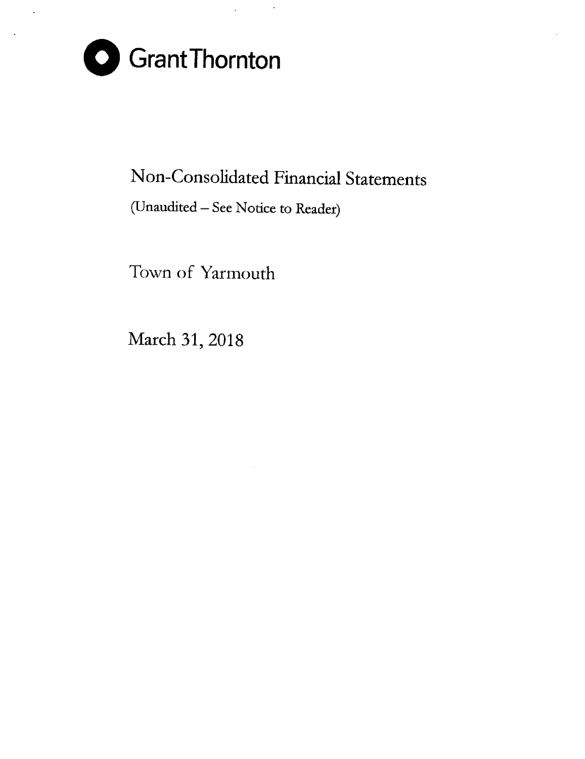Grant Thornton

# Non-Consolidated Financial Statements

(Unaudited – See Notice to Reader)

## Town of Yarmouth

March 31, 2018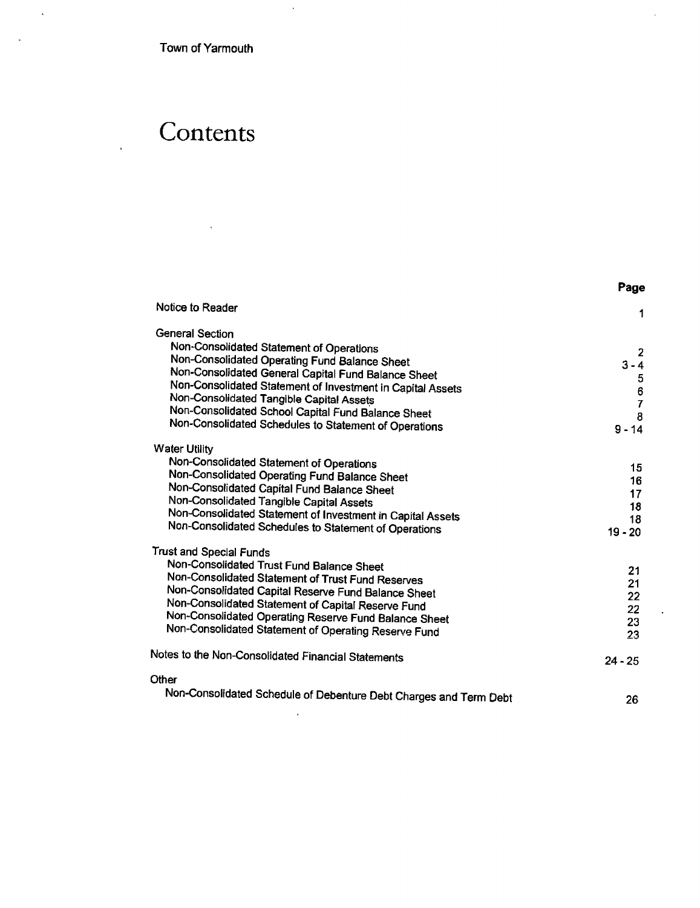Town of Yarmouth

# Contents

| | Page |
|---|---|
| Notice to Reader | 1 |
| **General Section** | |
| Non-Consolidated Statement of Operations | 2 |
| Non-Consolidated Operating Fund Balance Sheet | 3 - 4 |
| Non-Consolidated General Capital Fund Balance Sheet | 5 |
| Non-Consolidated Statement of Investment in Capital Assets | 6 |
| Non-Consolidated Tangible Capital Assets | 7 |
| Non-Consolidated School Capital Fund Balance Sheet | 8 |
| Non-Consolidated Schedules to Statement of Operations | 9 - 14 |
| **Water Utility** | |
| Non-Consolidated Statement of Operations | 15 |
| Non-Consolidated Operating Fund Balance Sheet | 16 |
| Non-Consolidated Capital Fund Balance Sheet | 17 |
| Non-Consolidated Tangible Capital Assets | 18 |
| Non-Consolidated Statement of Investment in Capital Assets | 18 |
| Non-Consolidated Schedules to Statement of Operations | 19 - 20 |
| **Trust and Special Funds** | |
| Non-Consolidated Trust Fund Balance Sheet | 21 |
| Non-Consolidated Statement of Trust Fund Reserves | 21 |
| Non-Consolidated Capital Reserve Fund Balance Sheet | 22 |
| Non-Consolidated Statement of Capital Reserve Fund | 22 |
| Non-Consolidated Operating Reserve Fund Balance Sheet | 23 |
| Non-Consolidated Statement of Operating Reserve Fund | 23 |
| Notes to the Non-Consolidated Financial Statements | 24 - 25 |
| **Other** | |
| Non-Consolidated Schedule of Debenture Debt Charges and Term Debt | 26 |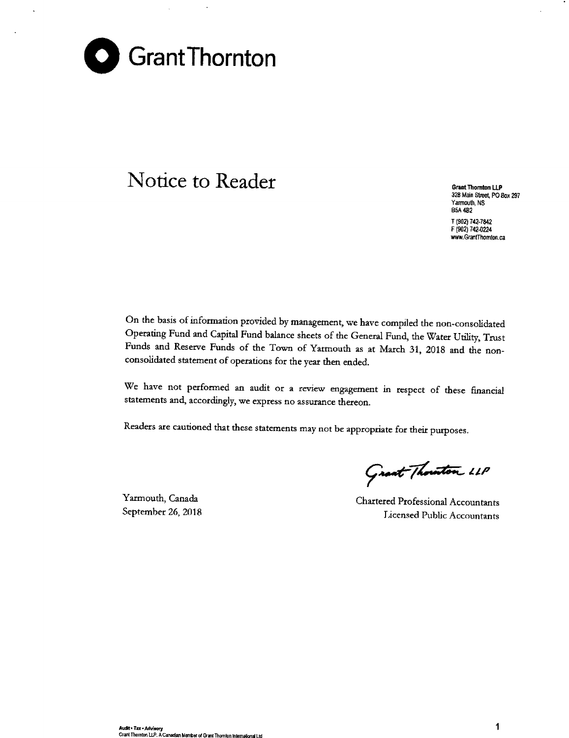# Notice to Reader

**Grant Thornton LLP**
328 Main Street, PO Box 297
Yarmouth, NS
B5A 4B2

T (902) 742-7842
F (902) 742-0224
www.GrantThornton.ca

On the basis of information provided by management, we have compiled the non-consolidated Operating Fund and Capital Fund balance sheets of the General Fund, the Water Utility, Trust Funds and Reserve Funds of the Town of Yarmouth as at March 31, 2018 and the non-consolidated statement of operations for the year then ended.

We have not performed an audit or a review engagement in respect of these financial statements and, accordingly, we express no assurance thereon.

Readers are cautioned that these statements may not be appropriate for their purposes.

Grant Thornton LLP

Yarmouth, Canada
September 26, 2018

Chartered Professional Accountants
Licensed Public Accountants

Audit • Tax • Advisory
Grant Thornton LLP. A Canadian Member of Grant Thornton International Ltd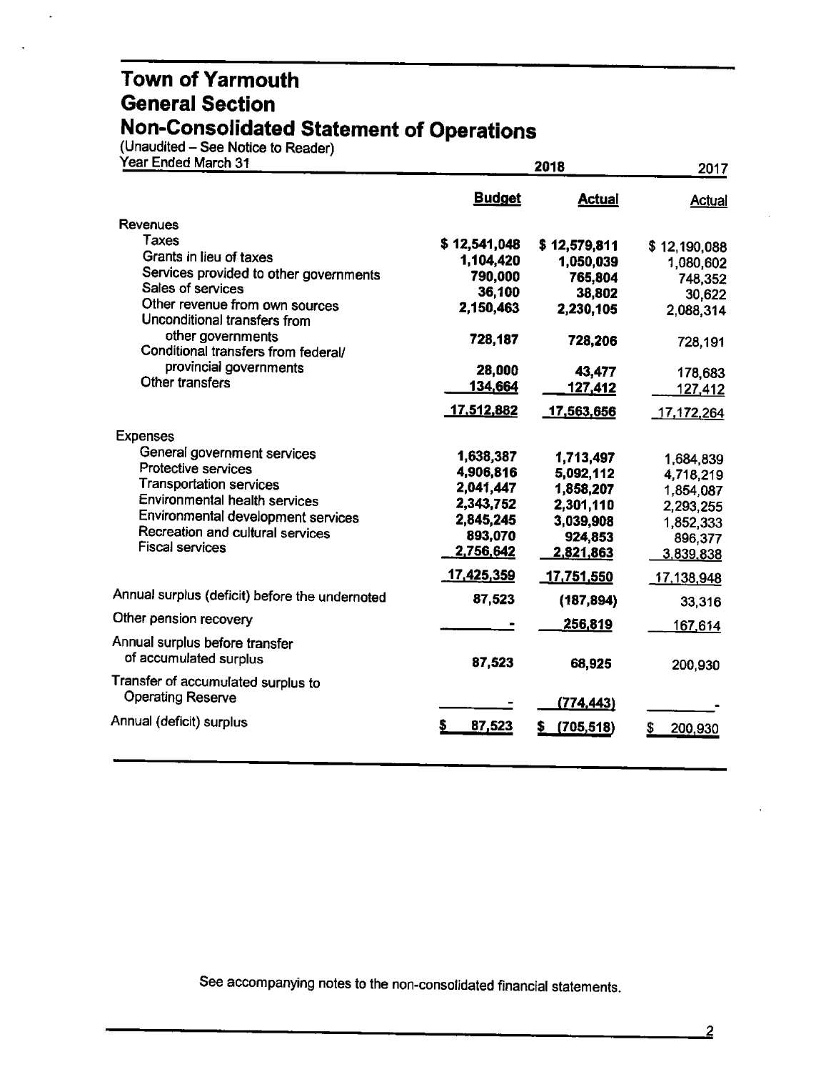# Town of Yarmouth
## General Section
## Non-Consolidated Statement of Operations

(Unaudited – See Notice to Reader)

| Year Ended March 31 | 2018 Budget | 2018 Actual | 2017 Actual |
|---|---|---|---|
| **Revenues** | | | |
| Taxes | $ 12,541,048 | $ 12,579,811 | $ 12,190,088 |
| Grants in lieu of taxes | 1,104,420 | 1,050,039 | 1,080,602 |
| Services provided to other governments | 790,000 | 765,804 | 748,352 |
| Sales of services | 36,100 | 38,802 | 30,622 |
| Other revenue from own sources | 2,150,463 | 2,230,105 | 2,088,314 |
| Unconditional transfers from other governments | 728,187 | 728,206 | 728,191 |
| Conditional transfers from federal/ provincial governments | 28,000 | 43,477 | 178,683 |
| Other transfers | 134,664 | 127,412 | 127,412 |
| | 17,512,882 | 17,563,656 | 17,172,264 |
| **Expenses** | | | |
| General government services | 1,638,387 | 1,713,497 | 1,684,839 |
| Protective services | 4,906,816 | 5,092,112 | 4,718,219 |
| Transportation services | 2,041,447 | 1,858,207 | 1,854,087 |
| Environmental health services | 2,343,752 | 2,301,110 | 2,293,255 |
| Environmental development services | 2,845,245 | 3,039,908 | 1,852,333 |
| Recreation and cultural services | 893,070 | 924,853 | 896,377 |
| Fiscal services | 2,756,642 | 2,821,863 | 3,839,838 |
| | 17,425,359 | 17,751,550 | 17,138,948 |
| Annual surplus (deficit) before the undernoted | 87,523 | (187,894) | 33,316 |
| Other pension recovery | - | 256,819 | 167,614 |
| Annual surplus before transfer of accumulated surplus | 87,523 | 68,925 | 200,930 |
| Transfer of accumulated surplus to Operating Reserve | - | (774,443) | - |
| Annual (deficit) surplus | $ 87,523 | $ (705,518) | $ 200,930 |

See accompanying notes to the non-consolidated financial statements.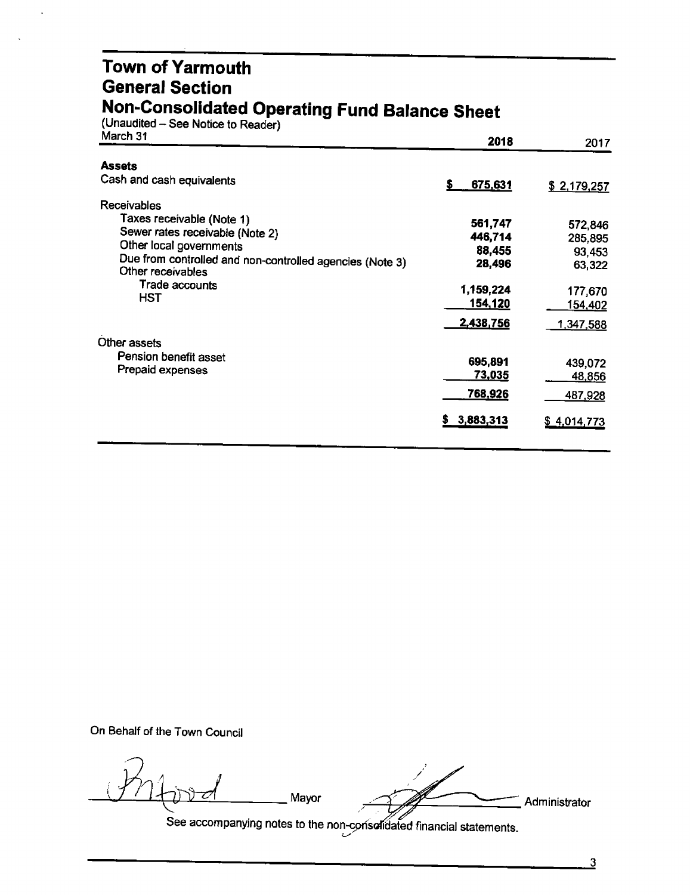# Town of Yarmouth
## General Section
## Non-Consolidated Operating Fund Balance Sheet

(Unaudited – See Notice to Reader)

| March 31 | 2018 | 2017 |
|---|---|---|
| **Assets** | | |
| Cash and cash equivalents | $ 675,631 | $ 2,179,257 |
| Receivables | | |
| Taxes receivable (Note 1) | 561,747 | 572,846 |
| Sewer rates receivable (Note 2) | 446,714 | 285,895 |
| Other local governments | 88,455 | 93,453 |
| Due from controlled and non-controlled agencies (Note 3) | 28,496 | 63,322 |
| Other receivables | | |
| Trade accounts | 1,159,224 | 177,670 |
| HST | 154,120 | 154,402 |
| | 2,438,756 | 1,347,588 |
| Other assets | | |
| Pension benefit asset | 695,891 | 439,072 |
| Prepaid expenses | 73,035 | 48,856 |
| | 768,926 | 487,928 |
| | $ 3,883,313 | $ 4,014,773 |

On Behalf of the Town Council

_________________ Mayor _________________ Administrator

See accompanying notes to the non-consolidated financial statements.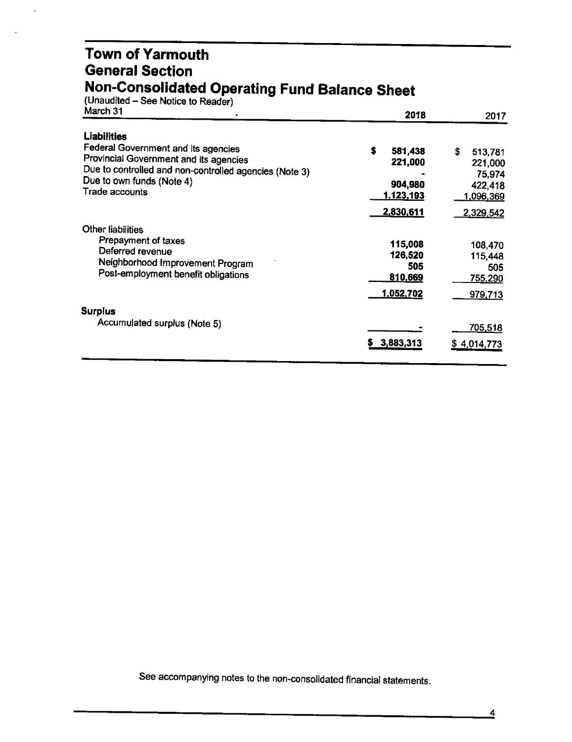# Town of Yarmouth
## General Section
## Non-Consolidated Operating Fund Balance Sheet

(Unaudited – See Notice to Reader)

| March 31 | 2018 | 2017 |
|---|---|---|
| **Liabilities** | | |
| Federal Government and its agencies | $ 581,438 | $ 513,781 |
| Provincial Government and its agencies | 221,000 | 221,000 |
| Due to controlled and non-controlled agencies (Note 3) | - | 75,974 |
| Due to own funds (Note 4) | 904,980 | 422,418 |
| Trade accounts | 1,123,193 | 1,096,369 |
| | 2,830,611 | 2,329,542 |
| Other liabilities | | |
| Prepayment of taxes | 115,008 | 108,470 |
| Deferred revenue | 126,520 | 115,448 |
| Neighborhood Improvement Program | 505 | 505 |
| Post-employment benefit obligations | 810,669 | 755,290 |
| | 1,052,702 | 979,713 |
| **Surplus** | | |
| Accumulated surplus (Note 5) | - | 705,518 |
| | $ 3,883,313 | $ 4,014,773 |

See accompanying notes to the non-consolidated financial statements.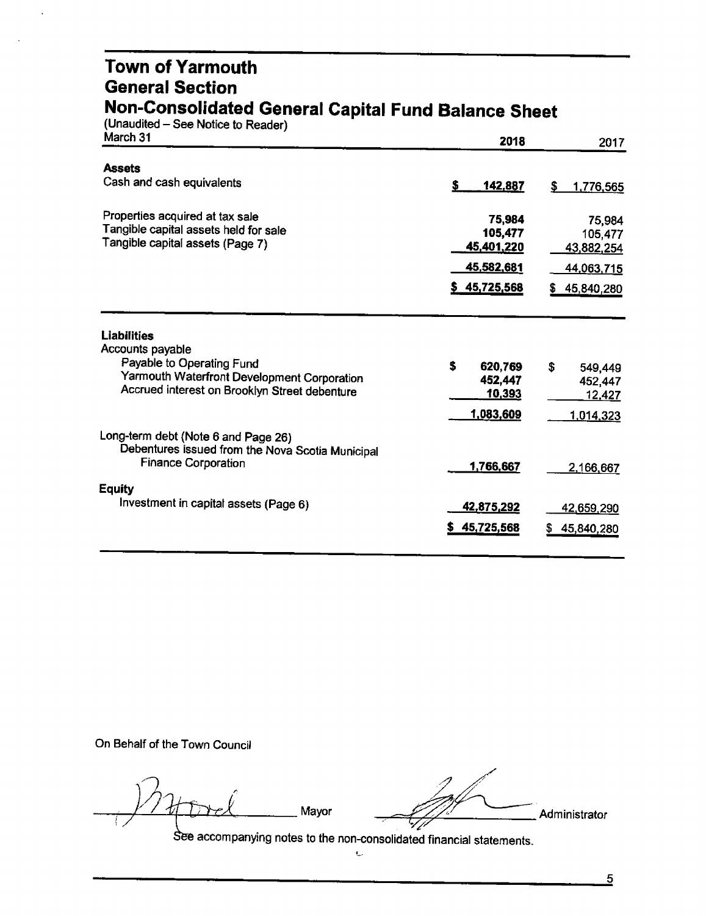# Town of Yarmouth
## General Section
## Non-Consolidated General Capital Fund Balance Sheet

(Unaudited – See Notice to Reader)

| March 31 | 2018 | 2017 |
|---|---|---|
| **Assets** | | |
| Cash and cash equivalents | $ 142,887 | $ 1,776,565 |
| | | |
| Properties acquired at tax sale | 75,984 | 75,984 |
| Tangible capital assets held for sale | 105,477 | 105,477 |
| Tangible capital assets (Page 7) | 45,401,220 | 43,882,254 |
| | 45,582,681 | 44,063,715 |
| | $ 45,725,568 | $ 45,840,280 |

| | 2018 | 2017 |
|---|---|---|
| **Liabilities** | | |
| Accounts payable | | |
| Payable to Operating Fund | $ 620,769 | $ 549,449 |
| Yarmouth Waterfront Development Corporation | 452,447 | 452,447 |
| Accrued interest on Brooklyn Street debenture | 10,393 | 12,427 |
| | 1,083,609 | 1,014,323 |
| Long-term debt (Note 6 and Page 26) | | |
| Debentures issued from the Nova Scotia Municipal Finance Corporation | 1,766,667 | 2,166,667 |
| **Equity** | | |
| Investment in capital assets (Page 6) | 42,875,292 | 42,659,290 |
| | $ 45,725,568 | $ 45,840,280 |

On Behalf of the Town Council

_____________ Mayor _____________ Administrator

See accompanying notes to the non-consolidated financial statements.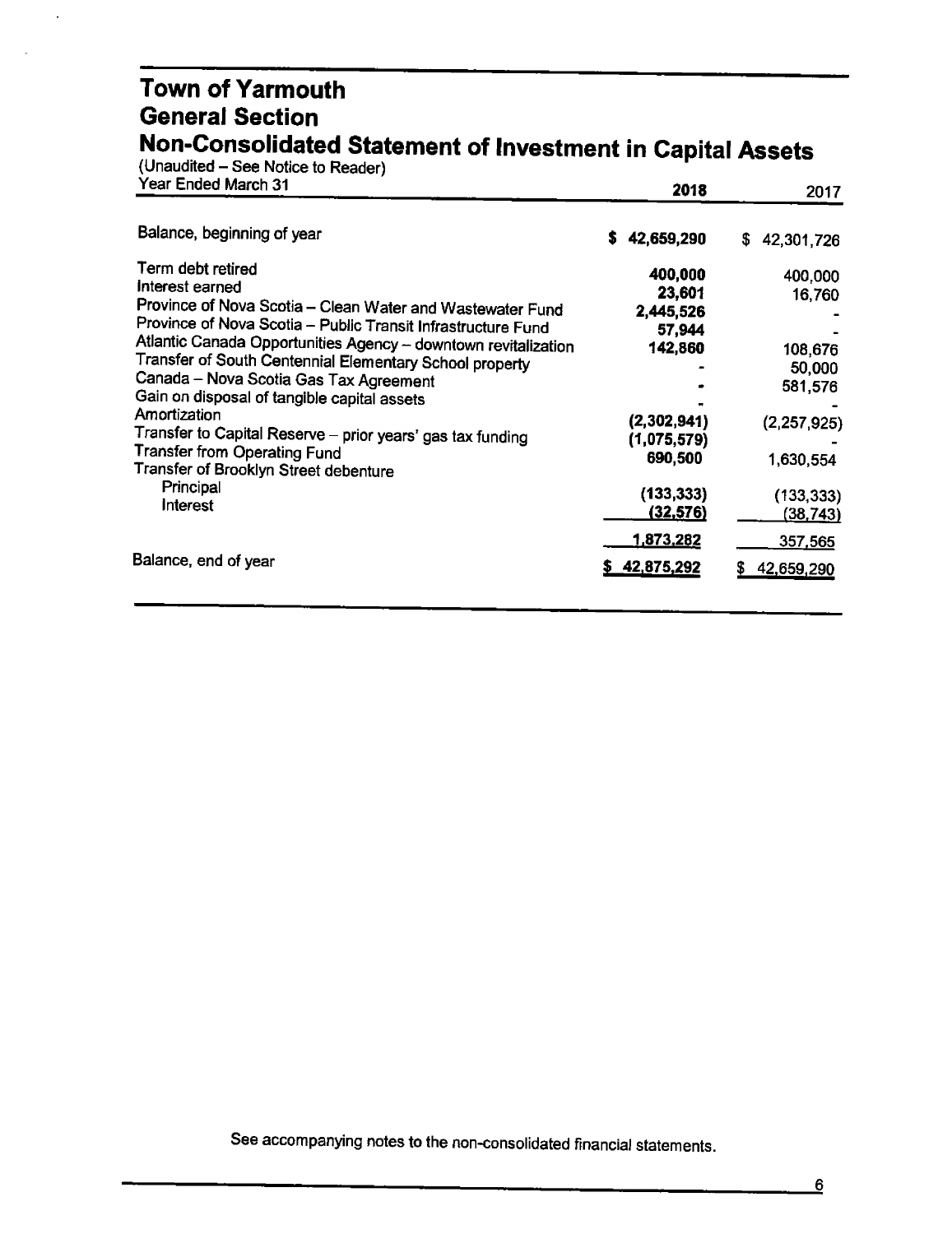# Town of Yarmouth
## General Section
## Non-Consolidated Statement of Investment in Capital Assets

(Unaudited – See Notice to Reader)

| Year Ended March 31 | 2018 | 2017 |
|---|---|---|
| Balance, beginning of year | **$ 42,659,290** | $ 42,301,726 |
| Term debt retired | **400,000** | 400,000 |
| Interest earned | **23,601** | 16,760 |
| Province of Nova Scotia – Clean Water and Wastewater Fund | **2,445,526** | - |
| Province of Nova Scotia – Public Transit Infrastructure Fund | **57,944** | - |
| Atlantic Canada Opportunities Agency – downtown revitalization | **142,860** | 108,676 |
| Transfer of South Centennial Elementary School property | **-** | 50,000 |
| Canada – Nova Scotia Gas Tax Agreement | **-** | 581,576 |
| Gain on disposal of tangible capital assets | **-** | - |
| Amortization | **(2,302,941)** | (2,257,925) |
| Transfer to Capital Reserve – prior years' gas tax funding | **(1,075,579)** | - |
| Transfer from Operating Fund | **690,500** | 1,630,554 |
| Transfer of Brooklyn Street debenture | | |
| Principal | **(133,333)** | (133,333) |
| Interest | **(32,576)** | (38,743) |
| | **1,873,282** | 357,565 |
| Balance, end of year | **$ 42,875,292** | $ 42,659,290 |

See accompanying notes to the non-consolidated financial statements.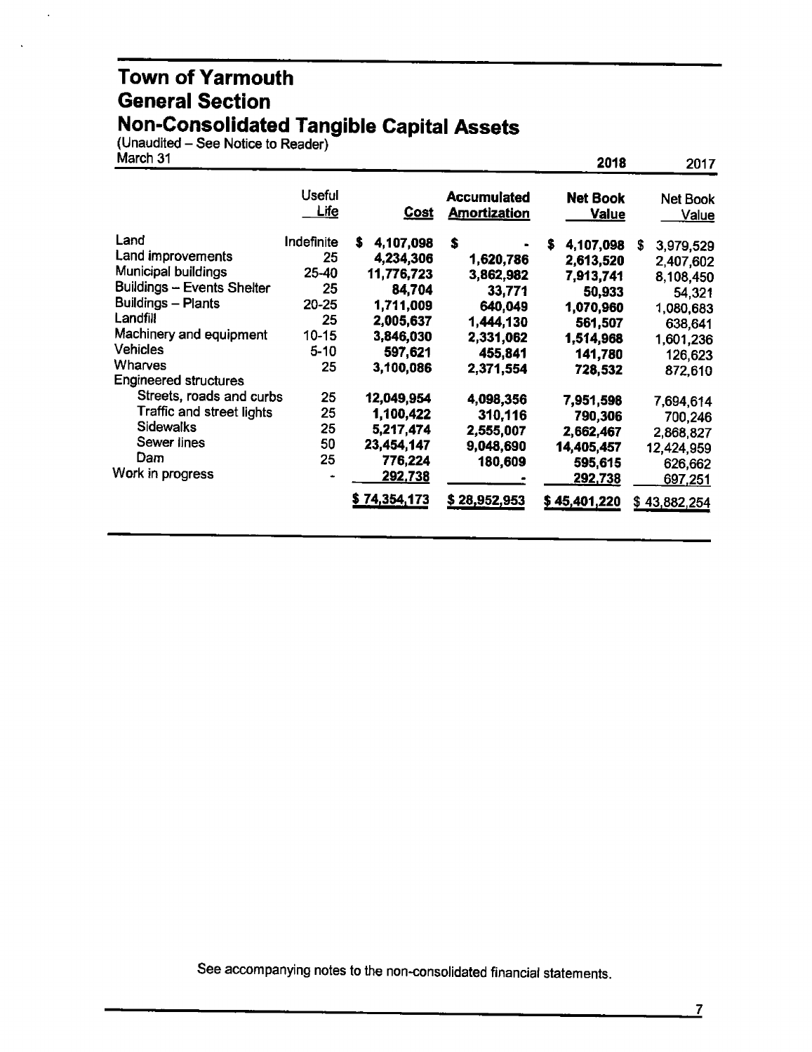# Town of Yarmouth
## General Section
## Non-Consolidated Tangible Capital Assets

(Unaudited – See Notice to Reader)
March 31

| | Useful Life | Cost | Accumulated Amortization | 2018 Net Book Value | 2017 Net Book Value |
|---|---|---|---|---|---|
| Land | Indefinite | $ 4,107,098 | $ - | $ 4,107,098 | $ 3,979,529 |
| Land improvements | 25 | 4,234,306 | 1,620,786 | 2,613,520 | 2,407,602 |
| Municipal buildings | 25-40 | 11,776,723 | 3,862,982 | 7,913,741 | 8,108,450 |
| Buildings – Events Shelter | 25 | 84,704 | 33,771 | 50,933 | 54,321 |
| Buildings – Plants | 20-25 | 1,711,009 | 640,049 | 1,070,960 | 1,080,683 |
| Landfill | 25 | 2,005,637 | 1,444,130 | 561,507 | 638,641 |
| Machinery and equipment | 10-15 | 3,846,030 | 2,331,062 | 1,514,968 | 1,601,236 |
| Vehicles | 5-10 | 597,621 | 455,841 | 141,780 | 126,623 |
| Wharves | 25 | 3,100,086 | 2,371,554 | 728,532 | 872,610 |
| Engineered structures | | | | | |
| Streets, roads and curbs | 25 | 12,049,954 | 4,098,356 | 7,951,598 | 7,694,614 |
| Traffic and street lights | 25 | 1,100,422 | 310,116 | 790,306 | 700,246 |
| Sidewalks | 25 | 5,217,474 | 2,555,007 | 2,662,467 | 2,868,827 |
| Sewer lines | 50 | 23,454,147 | 9,048,690 | 14,405,457 | 12,424,959 |
| Dam | 25 | 776,224 | 180,609 | 595,615 | 626,662 |
| Work in progress | - | 292,738 | - | 292,738 | 697,251 |
| | | $ 74,354,173 | $ 28,952,953 | $ 45,401,220 | $ 43,882,254 |

See accompanying notes to the non-consolidated financial statements.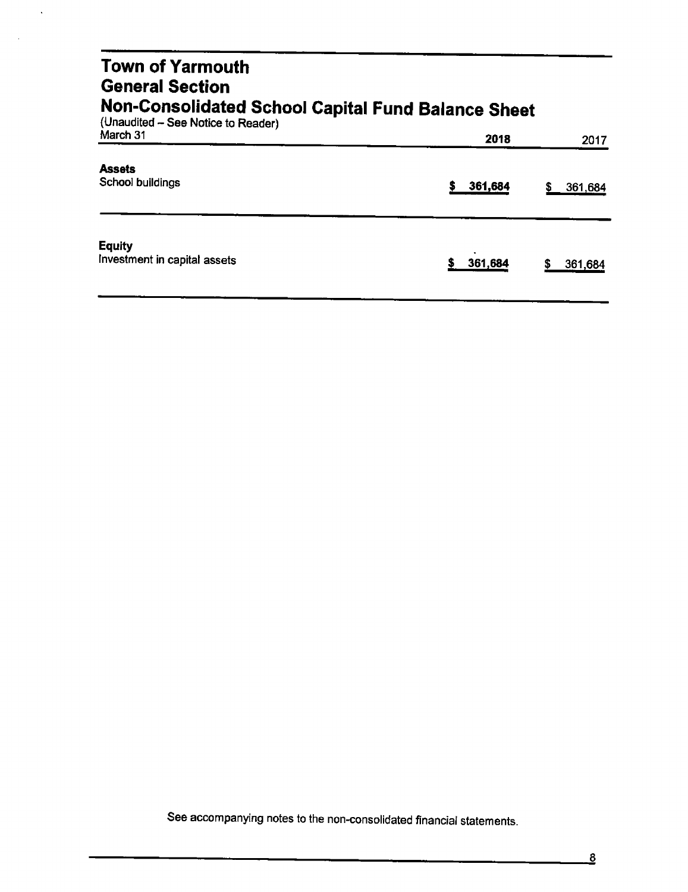# Town of Yarmouth
## General Section
## Non-Consolidated School Capital Fund Balance Sheet

(Unaudited – See Notice to Reader)

| March 31 | 2018 | 2017 |
|---|---|---|
| **Assets** | | |
| School buildings | $ 361,684 | $ 361,684 |
| **Equity** | | |
| Investment in capital assets | $ 361,684 | $ 361,684 |

See accompanying notes to the non-consolidated financial statements.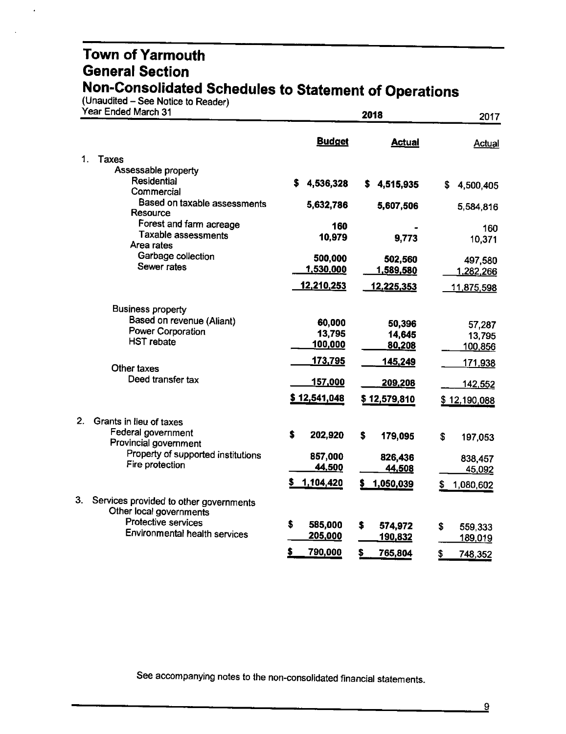# Town of Yarmouth
## General Section
## Non-Consolidated Schedules to Statement of Operations

(Unaudited – See Notice to Reader)

| Year Ended March 31 | 2018 Budget | 2018 Actual | 2017 Actual |
|---|---|---|---|
| **1. Taxes** | | | |
| Assessable property | | | |
| Residential | $ 4,536,328 | $ 4,515,935 | $ 4,500,405 |
| Commercial | | | |
| Based on taxable assessments | 5,632,786 | 5,607,506 | 5,584,816 |
| Resource | | | |
| Forest and farm acreage | 160 | - | 160 |
| Taxable assessments | 10,979 | 9,773 | 10,371 |
| Area rates | | | |
| Garbage collection | 500,000 | 502,560 | 497,580 |
| Sewer rates | 1,530,000 | 1,589,580 | 1,282,266 |
| | 12,210,253 | 12,225,353 | 11,875,598 |
| Business property | | | |
| Based on revenue (Aliant) | 60,000 | 50,396 | 57,287 |
| Power Corporation | 13,795 | 14,645 | 13,795 |
| HST rebate | 100,000 | 80,208 | 100,856 |
| | 173,795 | 145,249 | 171,938 |
| Other taxes | | | |
| Deed transfer tax | 157,000 | 209,208 | 142,552 |
| | $ 12,541,048 | $ 12,579,810 | $ 12,190,088 |
| **2. Grants in lieu of taxes** | | | |
| Federal government | $ 202,920 | $ 179,095 | $ 197,053 |
| Provincial government | | | |
| Property of supported institutions | 857,000 | 826,436 | 838,457 |
| Fire protection | 44,500 | 44,508 | 45,092 |
| | $ 1,104,420 | $ 1,050,039 | $ 1,080,602 |
| **3. Services provided to other governments** | | | |
| Other local governments | | | |
| Protective services | $ 585,000 | $ 574,972 | $ 559,333 |
| Environmental health services | 205,000 | 190,832 | 189,019 |
| | $ 790,000 | $ 765,804 | $ 748,352 |

See accompanying notes to the non-consolidated financial statements.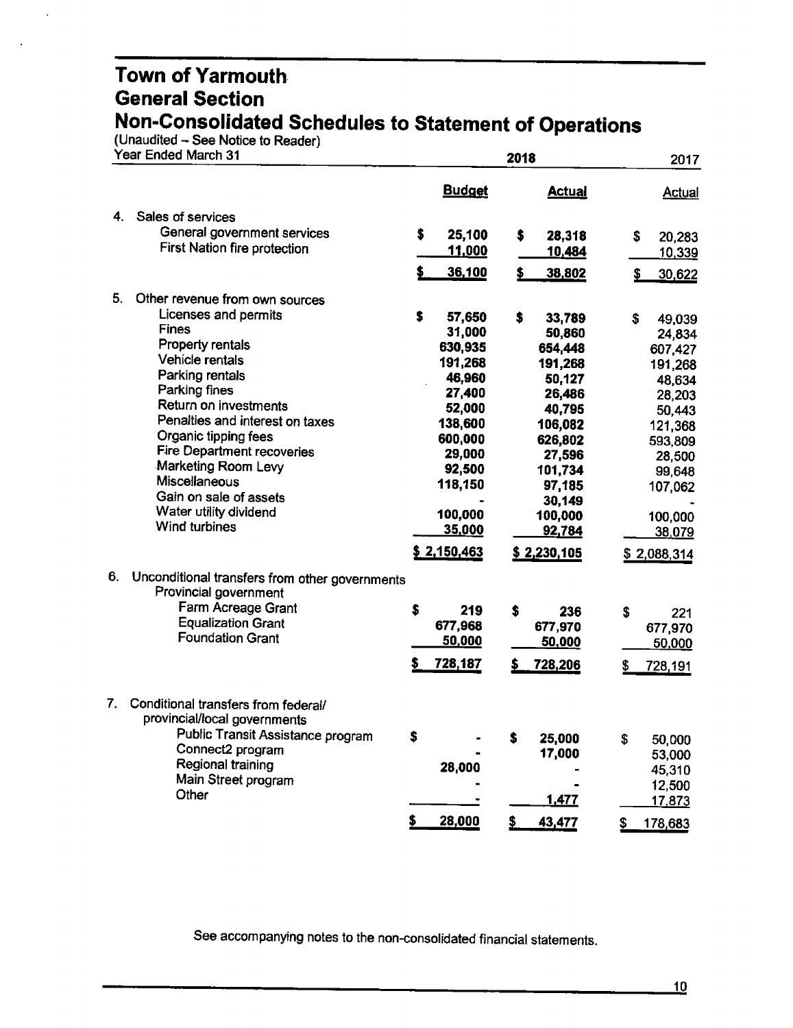# Town of Yarmouth
## General Section
## Non-Consolidated Schedules to Statement of Operations

(Unaudited – See Notice to Reader)

| Year Ended March 31 | 2018 Budget | 2018 Actual | 2017 Actual |
|---|---|---|---|
| **4. Sales of services** | | | |
| General government services | $ 25,100 | $ 28,318 | $ 20,283 |
| First Nation fire protection | 11,000 | 10,484 | 10,339 |
| | $ 36,100 | $ 38,802 | $ 30,622 |
| **5. Other revenue from own sources** | | | |
| Licenses and permits | $ 57,650 | $ 33,789 | $ 49,039 |
| Fines | 31,000 | 50,860 | 24,834 |
| Property rentals | 630,935 | 654,448 | 607,427 |
| Vehicle rentals | 191,268 | 191,268 | 191,268 |
| Parking rentals | 46,960 | 50,127 | 48,634 |
| Parking fines | 27,400 | 26,486 | 28,203 |
| Return on investments | 52,000 | 40,795 | 50,443 |
| Penalties and interest on taxes | 138,600 | 106,082 | 121,368 |
| Organic tipping fees | 600,000 | 626,802 | 593,809 |
| Fire Department recoveries | 29,000 | 27,596 | 28,500 |
| Marketing Room Levy | 92,500 | 101,734 | 99,648 |
| Miscellaneous | 118,150 | 97,185 | 107,062 |
| Gain on sale of assets | - | 30,149 | - |
| Water utility dividend | 100,000 | 100,000 | 100,000 |
| Wind turbines | 35,000 | 92,784 | 38,079 |
| | $ 2,150,463 | $ 2,230,105 | $ 2,088,314 |
| **6. Unconditional transfers from other governments** | | | |
| Provincial government | | | |
| Farm Acreage Grant | $ 219 | $ 236 | $ 221 |
| Equalization Grant | 677,968 | 677,970 | 677,970 |
| Foundation Grant | 50,000 | 50,000 | 50,000 |
| | $ 728,187 | $ 728,206 | $ 728,191 |
| **7. Conditional transfers from federal/ provincial/local governments** | | | |
| Public Transit Assistance program | $ - | $ 25,000 | $ 50,000 |
| Connect2 program | - | 17,000 | 53,000 |
| Regional training | 28,000 | - | 45,310 |
| Main Street program | - | - | 12,500 |
| Other | - | 1,477 | 17,873 |
| | $ 28,000 | $ 43,477 | $ 178,683 |

See accompanying notes to the non-consolidated financial statements.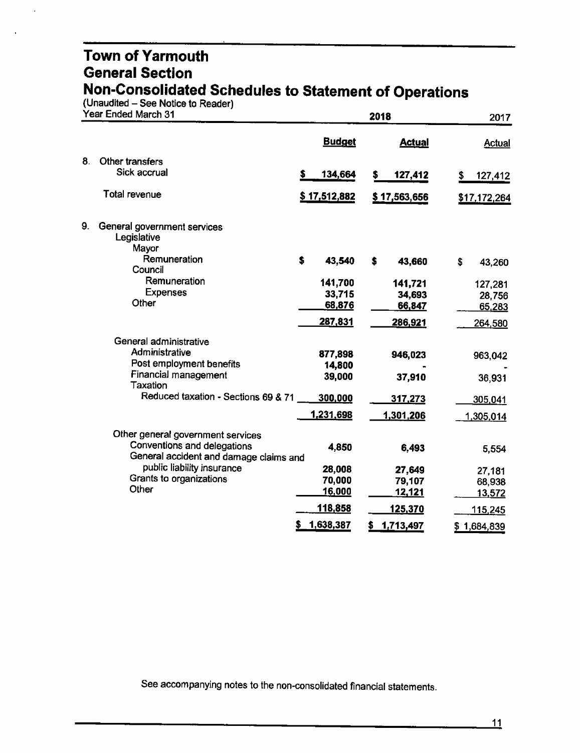# Town of Yarmouth
## General Section
## Non-Consolidated Schedules to Statement of Operations

(Unaudited – See Notice to Reader)

| Year Ended March 31 | 2018 Budget | 2018 Actual | 2017 Actual |
|---|---|---|---|
| **8. Other transfers** | | | |
| Sick accrual | $ 134,664 | $ 127,412 | $ 127,412 |
| Total revenue | $ 17,512,882 | $ 17,563,656 | $17,172,264 |
| **9. General government services** | | | |
| Legislative | | | |
| Mayor | | | |
| Remuneration | $ 43,540 | $ 43,660 | $ 43,260 |
| Council | | | |
| Remuneration | 141,700 | 141,721 | 127,281 |
| Expenses | 33,715 | 34,693 | 28,756 |
| Other | 68,876 | 66,847 | 65,283 |
| | 287,831 | 286,921 | 264,580 |
| General administrative | | | |
| Administrative | 877,898 | 946,023 | 963,042 |
| Post employment benefits | 14,800 | - | - |
| Financial management | 39,000 | 37,910 | 36,931 |
| Taxation | | | |
| Reduced taxation - Sections 69 & 71 | 300,000 | 317,273 | 305,041 |
| | 1,231,698 | 1,301,206 | 1,305,014 |
| Other general government services | | | |
| Conventions and delegations | 4,850 | 6,493 | 5,554 |
| General accident and damage claims and public liability insurance | 28,008 | 27,649 | 27,181 |
| Grants to organizations | 70,000 | 79,107 | 68,938 |
| Other | 16,000 | 12,121 | 13,572 |
| | 118,858 | 125,370 | 115,245 |
| | $ 1,638,387 | $ 1,713,497 | $ 1,684,839 |

See accompanying notes to the non-consolidated financial statements.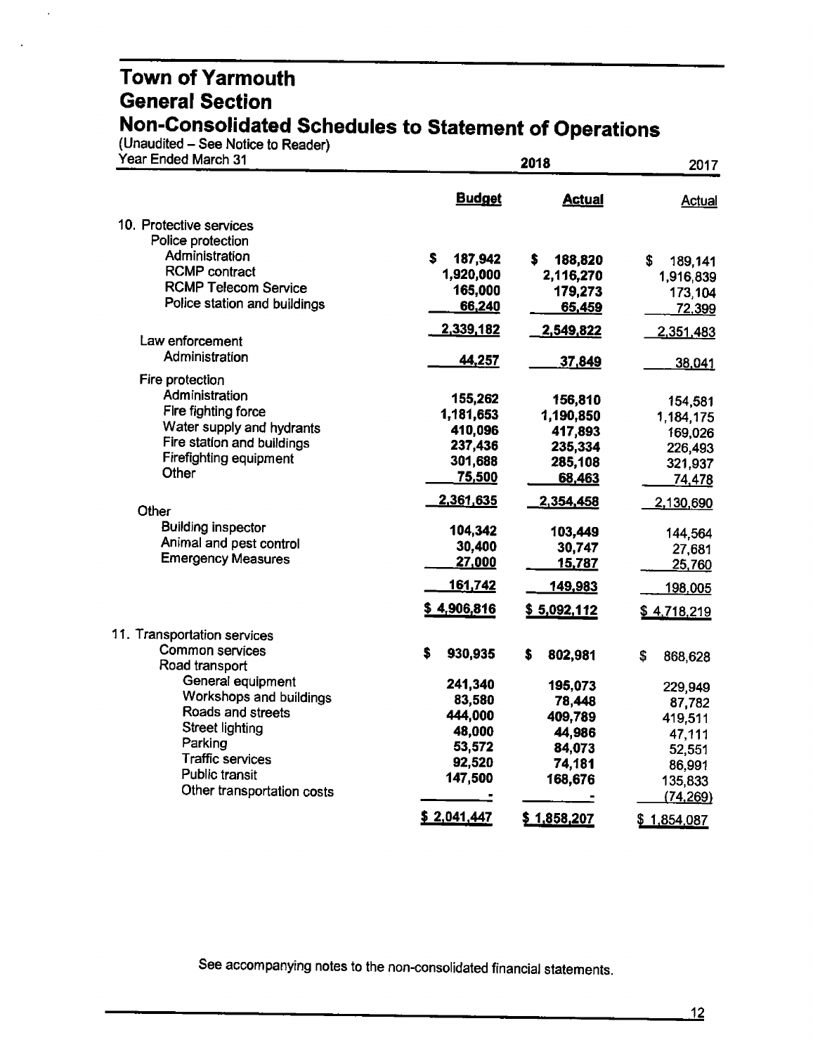# Town of Yarmouth
## General Section
## Non-Consolidated Schedules to Statement of Operations

(Unaudited – See Notice to Reader)

| Year Ended March 31 | 2018 Budget | 2018 Actual | 2017 Actual |
|---|---|---|---|
| **10. Protective services** | | | |
| Police protection | | | |
| Administration | $ 187,942 | $ 188,820 | $ 189,141 |
| RCMP contract | 1,920,000 | 2,116,270 | 1,916,839 |
| RCMP Telecom Service | 165,000 | 179,273 | 173,104 |
| Police station and buildings | 66,240 | 65,459 | 72,399 |
| | 2,339,182 | 2,549,822 | 2,351,483 |
| Law enforcement | | | |
| Administration | 44,257 | 37,849 | 38,041 |
| Fire protection | | | |
| Administration | 155,262 | 156,810 | 154,581 |
| Fire fighting force | 1,181,653 | 1,190,850 | 1,184,175 |
| Water supply and hydrants | 410,096 | 417,893 | 169,026 |
| Fire station and buildings | 237,436 | 235,334 | 226,493 |
| Firefighting equipment | 301,688 | 285,108 | 321,937 |
| Other | 75,500 | 68,463 | 74,478 |
| | 2,361,635 | 2,354,458 | 2,130,690 |
| Other | | | |
| Building inspector | 104,342 | 103,449 | 144,564 |
| Animal and pest control | 30,400 | 30,747 | 27,681 |
| Emergency Measures | 27,000 | 15,787 | 25,760 |
| | 161,742 | 149,983 | 198,005 |
| | $ 4,906,816 | $ 5,092,112 | $ 4,718,219 |
| **11. Transportation services** | | | |
| Common services | $ 930,935 | $ 802,981 | $ 868,628 |
| Road transport | | | |
| General equipment | 241,340 | 195,073 | 229,949 |
| Workshops and buildings | 83,580 | 78,448 | 87,782 |
| Roads and streets | 444,000 | 409,789 | 419,511 |
| Street lighting | 48,000 | 44,986 | 47,111 |
| Parking | 53,572 | 84,073 | 52,551 |
| Traffic services | 92,520 | 74,181 | 86,991 |
| Public transit | 147,500 | 168,676 | 135,833 |
| Other transportation costs | - | - | (74,269) |
| | $ 2,041,447 | $ 1,858,207 | $ 1,854,087 |

See accompanying notes to the non-consolidated financial statements.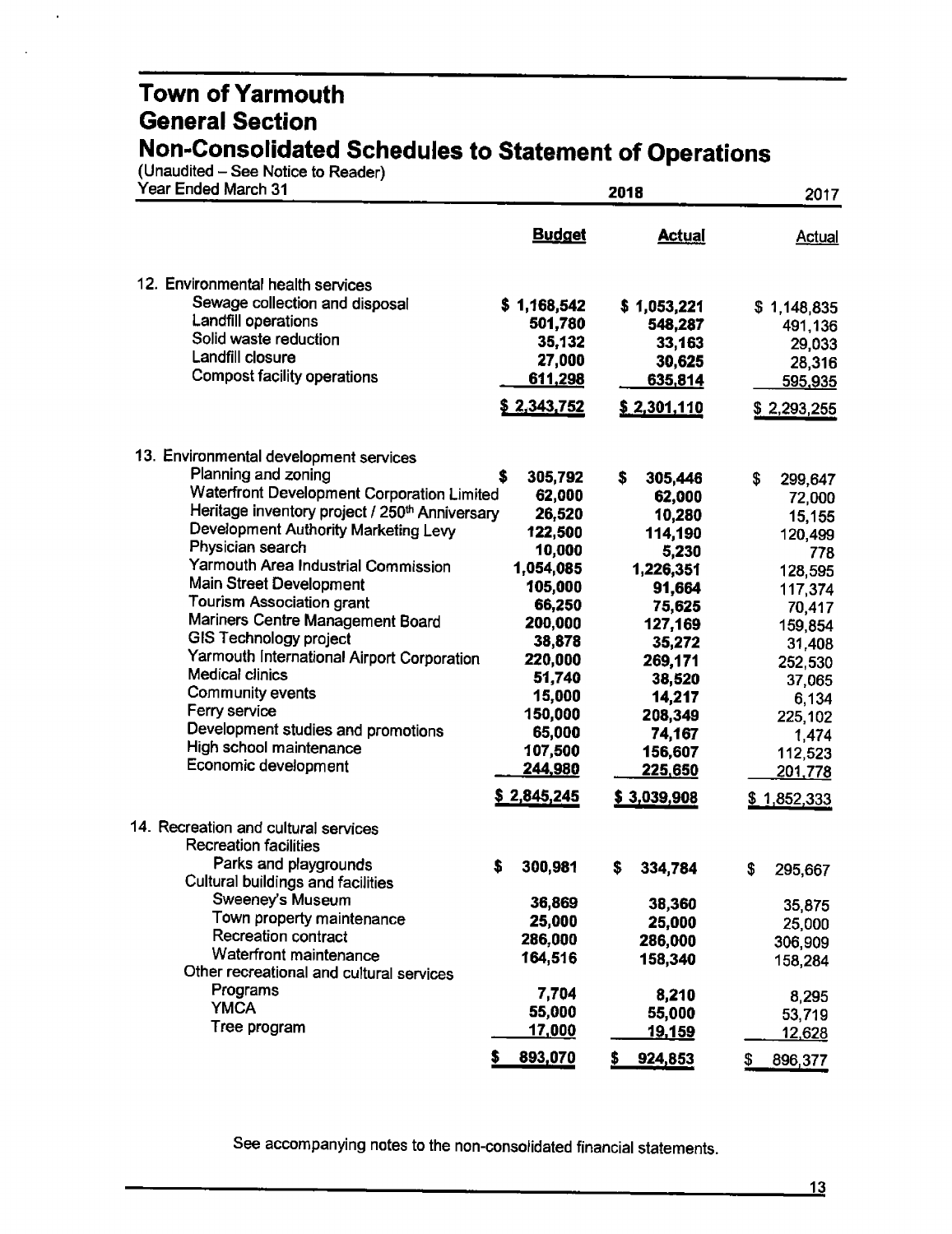# Town of Yarmouth
## General Section
## Non-Consolidated Schedules to Statement of Operations

(Unaudited – See Notice to Reader)

| Year Ended March 31 | 2018 Budget | 2018 Actual | 2017 Actual |
|---|---|---|---|
| **12. Environmental health services** | | | |
| Sewage collection and disposal | $ 1,168,542 | $ 1,053,221 | $ 1,148,835 |
| Landfill operations | 501,780 | 548,287 | 491,136 |
| Solid waste reduction | 35,132 | 33,163 | 29,033 |
| Landfill closure | 27,000 | 30,625 | 28,316 |
| Compost facility operations | 611,298 | 635,814 | 595,935 |
| | $ 2,343,752 | $ 2,301,110 | $ 2,293,255 |
| **13. Environmental development services** | | | |
| Planning and zoning | $ 305,792 | $ 305,446 | $ 299,647 |
| Waterfront Development Corporation Limited | 62,000 | 62,000 | 72,000 |
| Heritage inventory project / 250th Anniversary | 26,520 | 10,280 | 15,155 |
| Development Authority Marketing Levy | 122,500 | 114,190 | 120,499 |
| Physician search | 10,000 | 5,230 | 778 |
| Yarmouth Area Industrial Commission | 1,054,085 | 1,226,351 | 128,595 |
| Main Street Development | 105,000 | 91,664 | 117,374 |
| Tourism Association grant | 66,250 | 75,625 | 70,417 |
| Mariners Centre Management Board | 200,000 | 127,169 | 159,854 |
| GIS Technology project | 38,878 | 35,272 | 31,408 |
| Yarmouth International Airport Corporation | 220,000 | 269,171 | 252,530 |
| Medical clinics | 51,740 | 38,520 | 37,065 |
| Community events | 15,000 | 14,217 | 6,134 |
| Ferry service | 150,000 | 208,349 | 225,102 |
| Development studies and promotions | 65,000 | 74,167 | 1,474 |
| High school maintenance | 107,500 | 156,607 | 112,523 |
| Economic development | 244,980 | 225,650 | 201,778 |
| | $ 2,845,245 | $ 3,039,908 | $ 1,852,333 |
| **14. Recreation and cultural services** | | | |
| Recreation facilities | | | |
| Parks and playgrounds | $ 300,981 | $ 334,784 | $ 295,667 |
| Cultural buildings and facilities | | | |
| Sweeney's Museum | 36,869 | 38,360 | 35,875 |
| Town property maintenance | 25,000 | 25,000 | 25,000 |
| Recreation contract | 286,000 | 286,000 | 306,909 |
| Waterfront maintenance | 164,516 | 158,340 | 158,284 |
| Other recreational and cultural services | | | |
| Programs | 7,704 | 8,210 | 8,295 |
| YMCA | 55,000 | 55,000 | 53,719 |
| Tree program | 17,000 | 19,159 | 12,628 |
| | $ 893,070 | $ 924,853 | $ 896,377 |

See accompanying notes to the non-consolidated financial statements.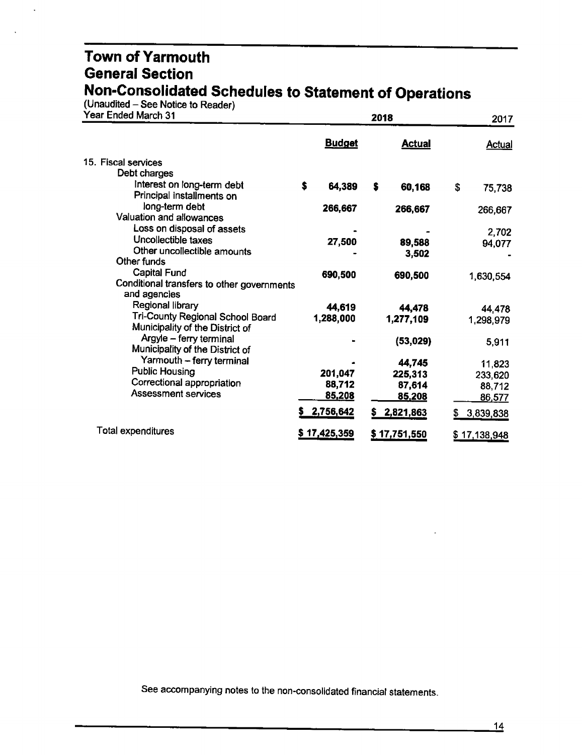# Town of Yarmouth
## General Section
## Non-Consolidated Schedules to Statement of Operations

(Unaudited – See Notice to Reader)

| Year Ended March 31 | 2018 Budget | 2018 Actual | 2017 Actual |
|---|---|---|---|
| 15. Fiscal services | | | |
| Debt charges | | | |
| Interest on long-term debt | $ 64,389 | $ 60,168 | $ 75,738 |
| Principal installments on long-term debt | 266,667 | 266,667 | 266,667 |
| Valuation and allowances | | | |
| Loss on disposal of assets | - | - | 2,702 |
| Uncollectible taxes | 27,500 | 89,588 | 94,077 |
| Other uncollectible amounts | - | 3,502 | - |
| Other funds | | | |
| Capital Fund | 690,500 | 690,500 | 1,630,554 |
| Conditional transfers to other governments and agencies | | | |
| Regional library | 44,619 | 44,478 | 44,478 |
| Tri-County Regional School Board | 1,288,000 | 1,277,109 | 1,298,979 |
| Municipality of the District of Argyle – ferry terminal | - | (53,029) | 5,911 |
| Municipality of the District of Yarmouth – ferry terminal | - | 44,745 | 11,823 |
| Public Housing | 201,047 | 225,313 | 233,620 |
| Correctional appropriation | 88,712 | 87,614 | 88,712 |
| Assessment services | 85,208 | 85,208 | 86,577 |
| | $ 2,756,642 | $ 2,821,863 | $ 3,839,838 |
| Total expenditures | $ 17,425,359 | $ 17,751,550 | $ 17,138,948 |

See accompanying notes to the non-consolidated financial statements.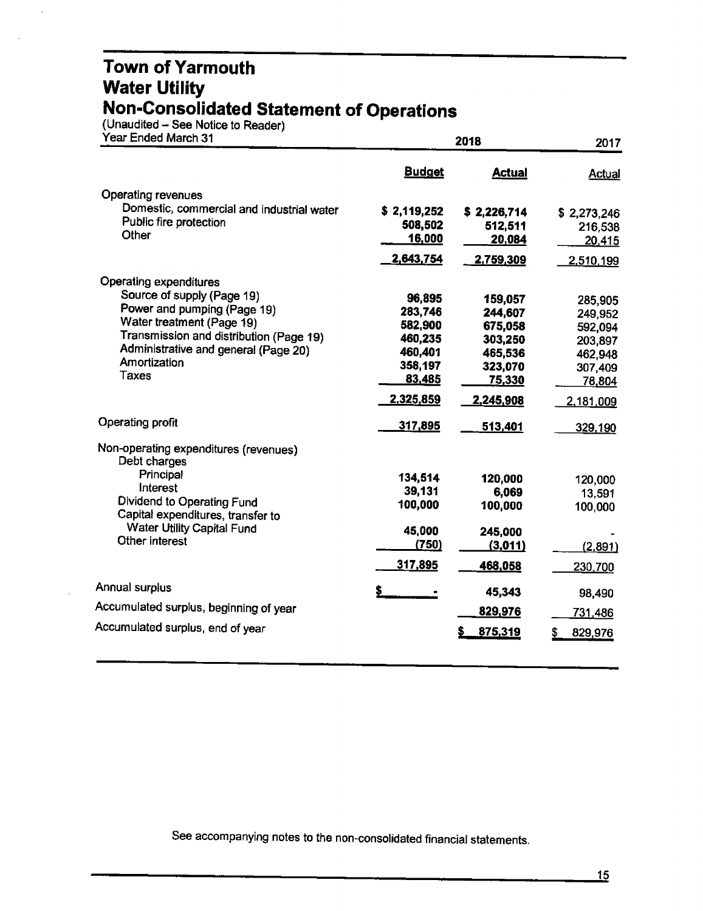# Town of Yarmouth
# Water Utility
# Non-Consolidated Statement of Operations

(Unaudited – See Notice to Reader)

| Year Ended March 31 | 2018 Budget | 2018 Actual | 2017 Actual |
|---|---|---|---|
| **Operating revenues** | | | |
| Domestic, commercial and industrial water | $ 2,119,252 | $ 2,226,714 | $ 2,273,246 |
| Public fire protection | 508,502 | 512,511 | 216,538 |
| Other | 16,000 | 20,084 | 20,415 |
| | 2,643,754 | 2,759,309 | 2,510,199 |
| **Operating expenditures** | | | |
| Source of supply (Page 19) | 96,895 | 159,057 | 285,905 |
| Power and pumping (Page 19) | 283,746 | 244,607 | 249,952 |
| Water treatment (Page 19) | 582,900 | 675,058 | 592,094 |
| Transmission and distribution (Page 19) | 460,235 | 303,250 | 203,897 |
| Administrative and general (Page 20) | 460,401 | 465,536 | 462,948 |
| Amortization | 358,197 | 323,070 | 307,409 |
| Taxes | 83,485 | 75,330 | 78,804 |
| | 2,325,859 | 2,245,908 | 2,181,009 |
| **Operating profit** | 317,895 | 513,401 | 329,190 |
| **Non-operating expenditures (revenues)** | | | |
| Debt charges | | | |
| Principal | 134,514 | 120,000 | 120,000 |
| Interest | 39,131 | 6,069 | 13,591 |
| Dividend to Operating Fund | 100,000 | 100,000 | 100,000 |
| Capital expenditures, transfer to Water Utility Capital Fund | 45,000 | 245,000 | - |
| Other interest | (750) | (3,011) | (2,891) |
| | 317,895 | 468,058 | 230,700 |
| **Annual surplus** | $ - | 45,343 | 98,490 |
| **Accumulated surplus, beginning of year** | | 829,976 | 731,486 |
| **Accumulated surplus, end of year** | | $ 875,319 | $ 829,976 |

See accompanying notes to the non-consolidated financial statements.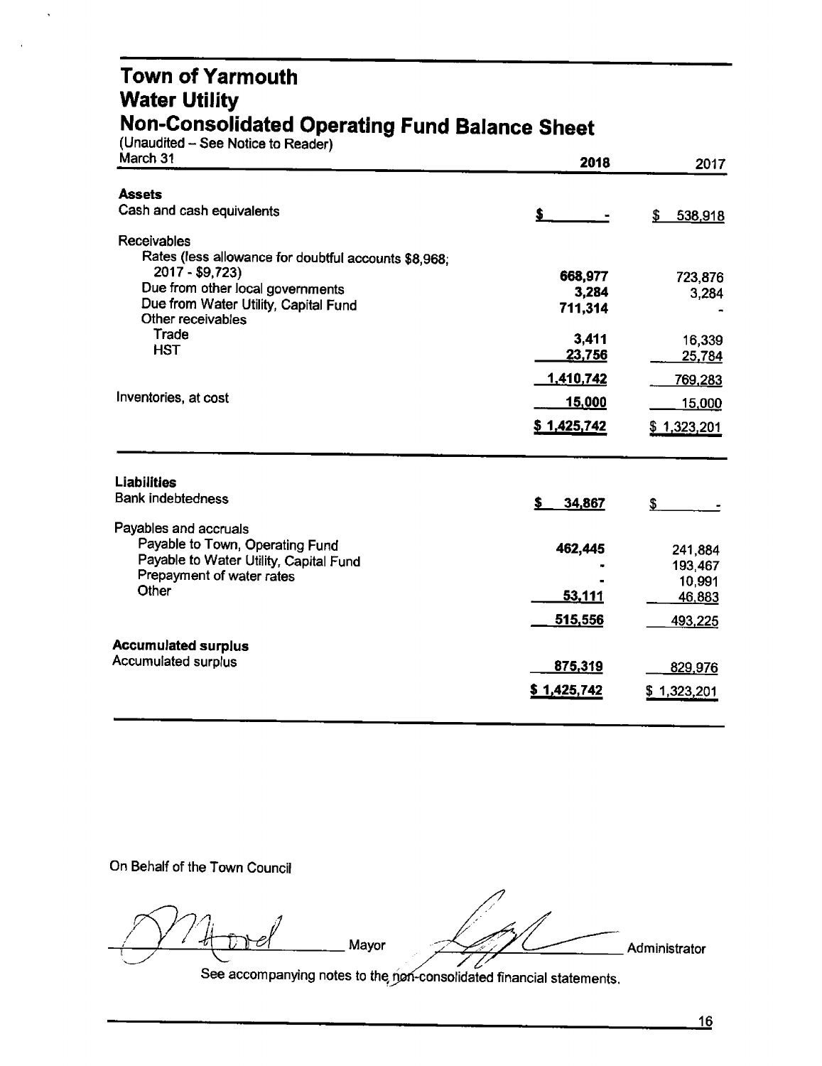# Town of Yarmouth
# Water Utility
# Non-Consolidated Operating Fund Balance Sheet

(Unaudited – See Notice to Reader)

| March 31 | 2018 | 2017 |
|---|---|---|
| **Assets** | | |
| Cash and cash equivalents | $ - | $ 538,918 |
| Receivables | | |
| Rates (less allowance for doubtful accounts $8,968; 2017 - $9,723) | 668,977 | 723,876 |
| Due from other local governments | 3,284 | 3,284 |
| Due from Water Utility, Capital Fund | 711,314 | - |
| Other receivables | | |
| Trade | 3,411 | 16,339 |
| HST | 23,756 | 25,784 |
| | 1,410,742 | 769,283 |
| Inventories, at cost | 15,000 | 15,000 |
| | $ 1,425,742 | $ 1,323,201 |
| **Liabilities** | | |
| Bank indebtedness | $ 34,867 | $ - |
| Payables and accruals | | |
| Payable to Town, Operating Fund | 462,445 | 241,884 |
| Payable to Water Utility, Capital Fund | - | 193,467 |
| Prepayment of water rates | - | 10,991 |
| Other | 53,111 | 46,883 |
| | 515,556 | 493,225 |
| **Accumulated surplus** | | |
| Accumulated surplus | 875,319 | 829,976 |
| | $ 1,425,742 | $ 1,323,201 |

On Behalf of the Town Council

_____________ Mayor _____________ Administrator

See accompanying notes to the non-consolidated financial statements.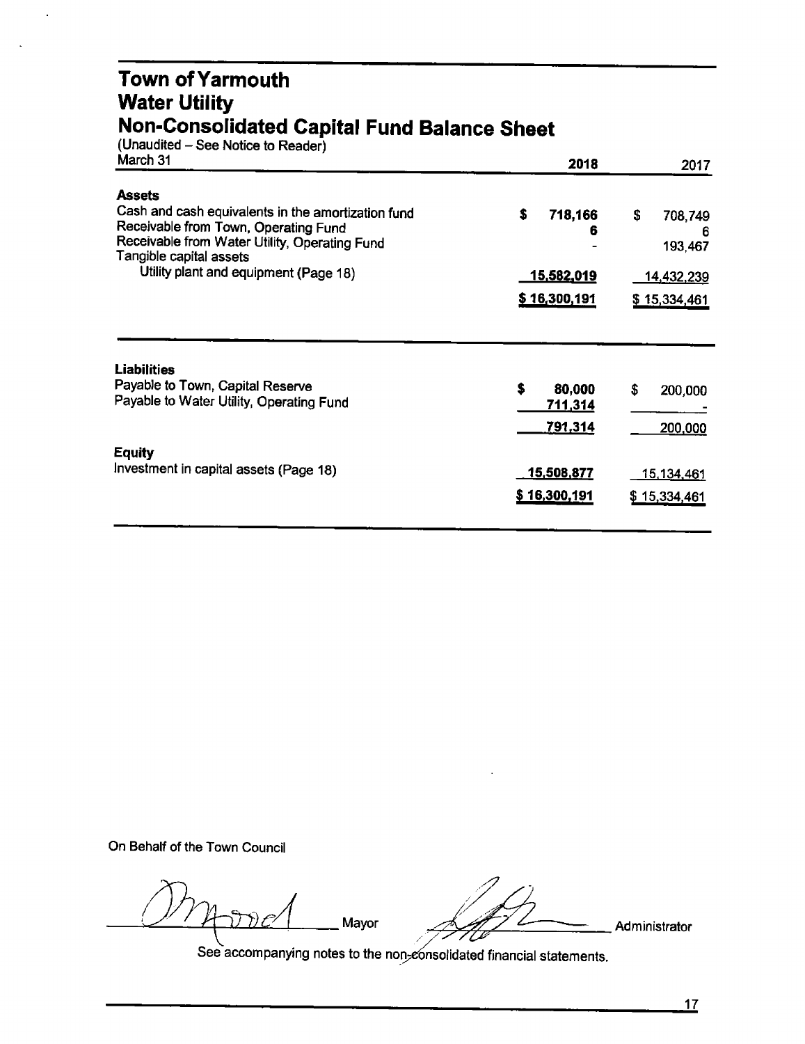# Town of Yarmouth
## Water Utility
## Non-Consolidated Capital Fund Balance Sheet

(Unaudited – See Notice to Reader)

| March 31 | 2018 | 2017 |
|---|---|---|
| **Assets** | | |
| Cash and cash equivalents in the amortization fund | $ 718,166 | $ 708,749 |
| Receivable from Town, Operating Fund | 6 | 6 |
| Receivable from Water Utility, Operating Fund | - | 193,467 |
| Tangible capital assets | | |
| Utility plant and equipment (Page 18) | 15,582,019 | 14,432,239 |
| | $ 16,300,191 | $ 15,334,461 |

| | 2018 | 2017 |
|---|---|---|
| **Liabilities** | | |
| Payable to Town, Capital Reserve | $ 80,000 | $ 200,000 |
| Payable to Water Utility, Operating Fund | 711,314 | - |
| | 791,314 | 200,000 |
| **Equity** | | |
| Investment in capital assets (Page 18) | 15,508,877 | 15,134,461 |
| | $ 16,300,191 | $ 15,334,461 |

On Behalf of the Town Council

_______________ Mayor _______________ Administrator

See accompanying notes to the non-consolidated financial statements.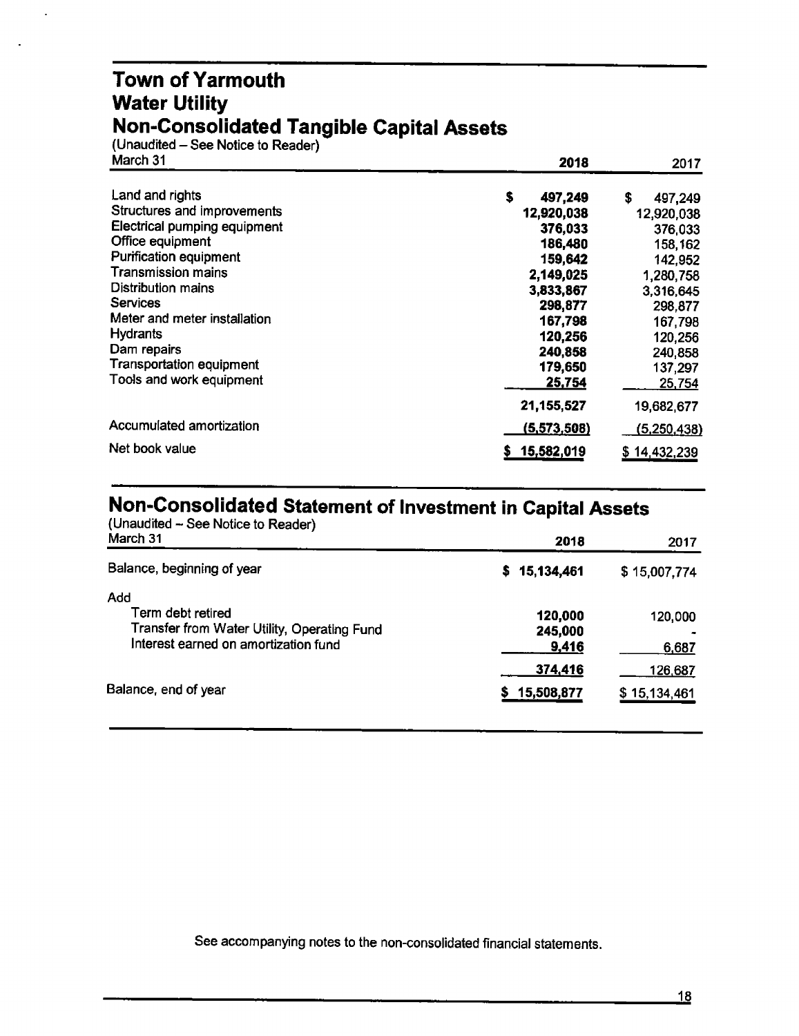# Town of Yarmouth
## Water Utility
## Non-Consolidated Tangible Capital Assets

(Unaudited – See Notice to Reader)

| March 31 | 2018 | 2017 |
|---|---|---|
| Land and rights | $ 497,249 | $ 497,249 |
| Structures and improvements | 12,920,038 | 12,920,038 |
| Electrical pumping equipment | 376,033 | 376,033 |
| Office equipment | 186,480 | 158,162 |
| Purification equipment | 159,642 | 142,952 |
| Transmission mains | 2,149,025 | 1,280,758 |
| Distribution mains | 3,833,867 | 3,316,645 |
| Services | 298,877 | 298,877 |
| Meter and meter installation | 167,798 | 167,798 |
| Hydrants | 120,256 | 120,256 |
| Dam repairs | 240,858 | 240,858 |
| Transportation equipment | 179,650 | 137,297 |
| Tools and work equipment | 25,754 | 25,754 |
| | 21,155,527 | 19,682,677 |
| Accumulated amortization | (5,573,508) | (5,250,438) |
| Net book value | $ 15,582,019 | $ 14,432,239 |

## Non-Consolidated Statement of Investment in Capital Assets

(Unaudited – See Notice to Reader)

| March 31 | 2018 | 2017 |
|---|---|---|
| Balance, beginning of year | $ 15,134,461 | $ 15,007,774 |
| Add | | |
| Term debt retired | 120,000 | 120,000 |
| Transfer from Water Utility, Operating Fund | 245,000 | - |
| Interest earned on amortization fund | 9,416 | 6,687 |
| | 374,416 | 126,687 |
| Balance, end of year | $ 15,508,877 | $ 15,134,461 |

See accompanying notes to the non-consolidated financial statements.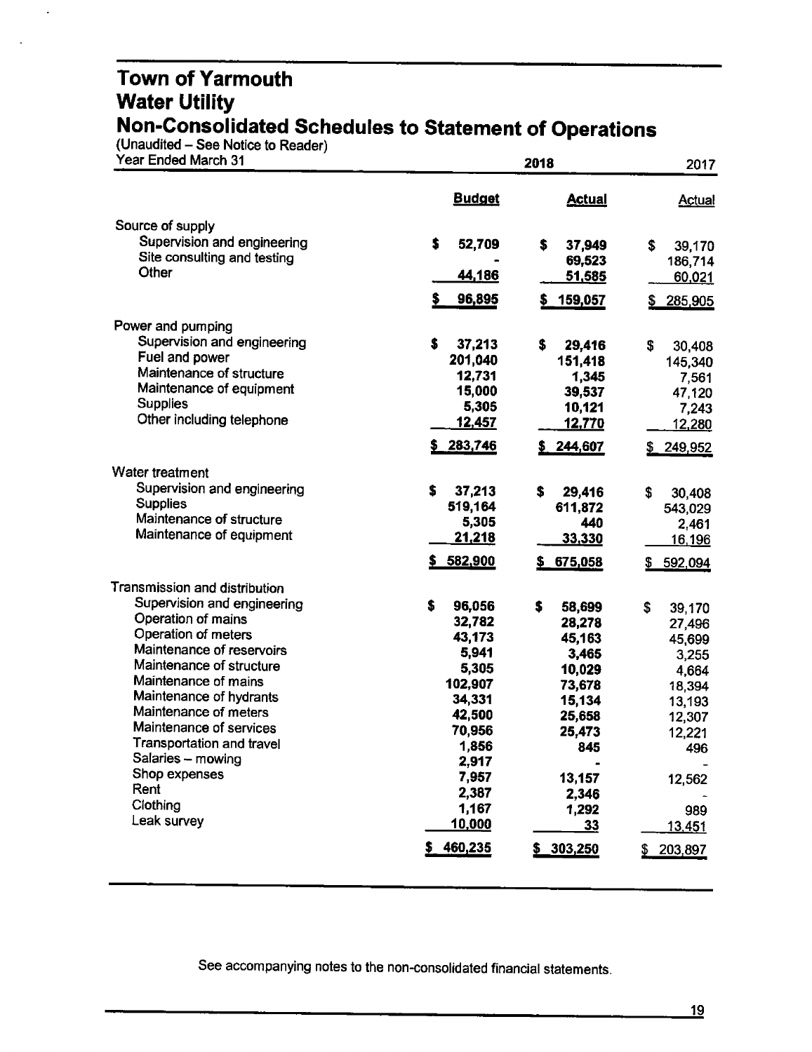# Town of Yarmouth
# Water Utility
## Non-Consolidated Schedules to Statement of Operations

(Unaudited – See Notice to Reader)

| Year Ended March 31 | 2018 Budget | 2018 Actual | 2017 Actual |
|---|---|---|---|
| **Source of supply** | | | |
| Supervision and engineering | $ 52,709 | $ 37,949 | $ 39,170 |
| Site consulting and testing | - | 69,523 | 186,714 |
| Other | 44,186 | 51,585 | 60,021 |
| | $ 96,895 | $ 159,057 | $ 285,905 |
| **Power and pumping** | | | |
| Supervision and engineering | $ 37,213 | $ 29,416 | $ 30,408 |
| Fuel and power | 201,040 | 151,418 | 145,340 |
| Maintenance of structure | 12,731 | 1,345 | 7,561 |
| Maintenance of equipment | 15,000 | 39,537 | 47,120 |
| Supplies | 5,305 | 10,121 | 7,243 |
| Other including telephone | 12,457 | 12,770 | 12,280 |
| | $ 283,746 | $ 244,607 | $ 249,952 |
| **Water treatment** | | | |
| Supervision and engineering | $ 37,213 | $ 29,416 | $ 30,408 |
| Supplies | 519,164 | 611,872 | 543,029 |
| Maintenance of structure | 5,305 | 440 | 2,461 |
| Maintenance of equipment | 21,218 | 33,330 | 16,196 |
| | $ 582,900 | $ 675,058 | $ 592,094 |
| **Transmission and distribution** | | | |
| Supervision and engineering | $ 96,056 | $ 58,699 | $ 39,170 |
| Operation of mains | 32,782 | 28,278 | 27,496 |
| Operation of meters | 43,173 | 45,163 | 45,699 |
| Maintenance of reservoirs | 5,941 | 3,465 | 3,255 |
| Maintenance of structure | 5,305 | 10,029 | 4,664 |
| Maintenance of mains | 102,907 | 73,678 | 18,394 |
| Maintenance of hydrants | 34,331 | 15,134 | 13,193 |
| Maintenance of meters | 42,500 | 25,658 | 12,307 |
| Maintenance of services | 70,956 | 25,473 | 12,221 |
| Transportation and travel | 1,856 | 845 | 496 |
| Salaries – mowing | 2,917 | - | - |
| Shop expenses | 7,957 | 13,157 | 12,562 |
| Rent | 2,387 | 2,346 | - |
| Clothing | 1,167 | 1,292 | 989 |
| Leak survey | 10,000 | 33 | 13,451 |
| | $ 460,235 | $ 303,250 | $ 203,897 |

See accompanying notes to the non-consolidated financial statements.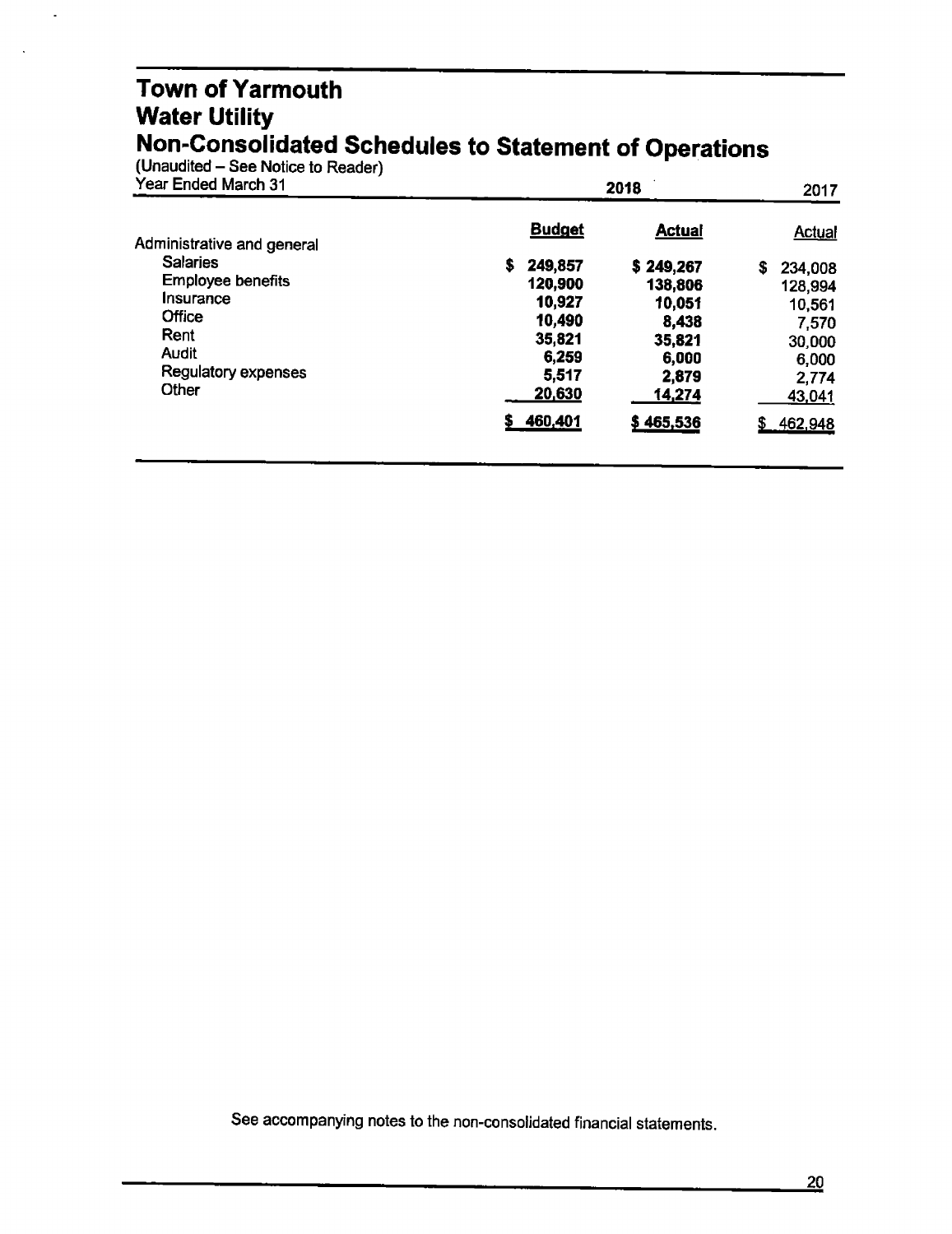# Town of Yarmouth
## Water Utility
## Non-Consolidated Schedules to Statement of Operations

(Unaudited – See Notice to Reader)

| Year Ended March 31 | 2018 | | 2017 |
|---|---|---|---|
| | **Budget** | **Actual** | Actual |
| Administrative and general | | | |
| Salaries | $ 249,857 | $ 249,267 | $ 234,008 |
| Employee benefits | 120,900 | 138,806 | 128,994 |
| Insurance | 10,927 | 10,051 | 10,561 |
| Office | 10,490 | 8,438 | 7,570 |
| Rent | 35,821 | 35,821 | 30,000 |
| Audit | 6,259 | 6,000 | 6,000 |
| Regulatory expenses | 5,517 | 2,879 | 2,774 |
| Other | 20,630 | 14,274 | 43,041 |
| | $ 460,401 | $ 465,536 | $ 462,948 |

See accompanying notes to the non-consolidated financial statements.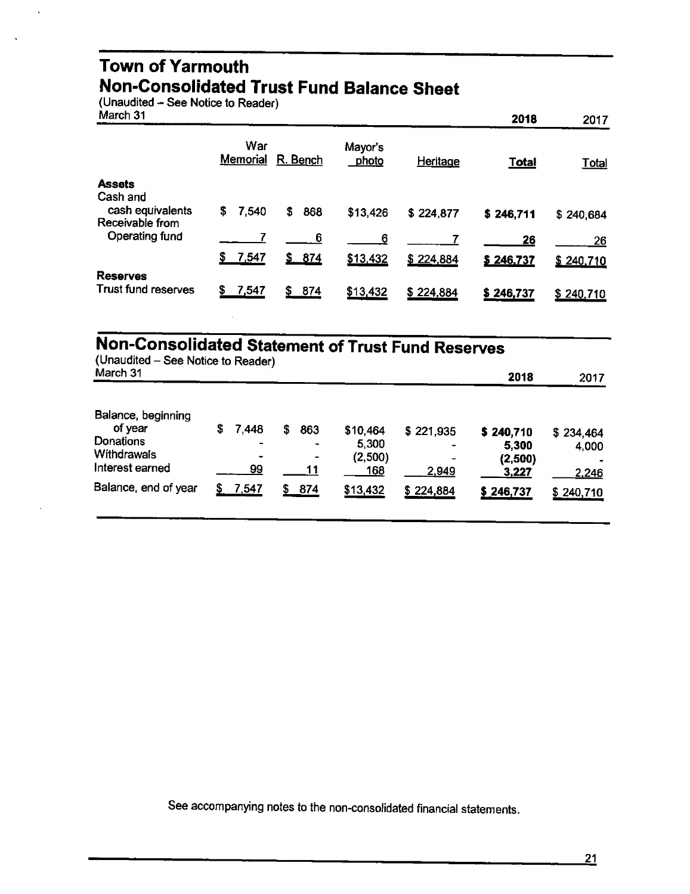# Town of Yarmouth

## Non-Consolidated Trust Fund Balance Sheet

(Unaudited – See Notice to Reader)
March 31

| | War Memorial | R. Bench | Mayor's photo | Heritage | 2018 Total | 2017 Total |
|---|---|---|---|---|---|---|
| **Assets** | | | | | | |
| Cash and cash equivalents | $ 7,540 | $ 868 | $13,426 | $ 224,877 | **$ 246,711** | $ 240,684 |
| Receivable from Operating fund | 7 | 6 | 6 | 7 | **26** | 26 |
| | $ 7,547 | $ 874 | $13,432 | $ 224,884 | **$ 246,737** | $ 240,710 |
| **Reserves** | | | | | | |
| Trust fund reserves | $ 7,547 | $ 874 | $13,432 | $ 224,884 | **$ 246,737** | $ 240,710 |

## Non-Consolidated Statement of Trust Fund Reserves

(Unaudited – See Notice to Reader)
March 31

| | War Memorial | R. Bench | Mayor's photo | Heritage | 2018 | 2017 |
|---|---|---|---|---|---|---|
| Balance, beginning of year | $ 7,448 | $ 863 | $10,464 | $ 221,935 | **$ 240,710** | $ 234,464 |
| Donations | - | - | 5,300 | - | **5,300** | 4,000 |
| Withdrawals | - | - | (2,500) | - | **(2,500)** | - |
| Interest earned | 99 | 11 | 168 | 2,949 | **3,227** | 2,246 |
| Balance, end of year | $ 7,547 | $ 874 | $13,432 | $ 224,884 | **$ 246,737** | $ 240,710 |

See accompanying notes to the non-consolidated financial statements.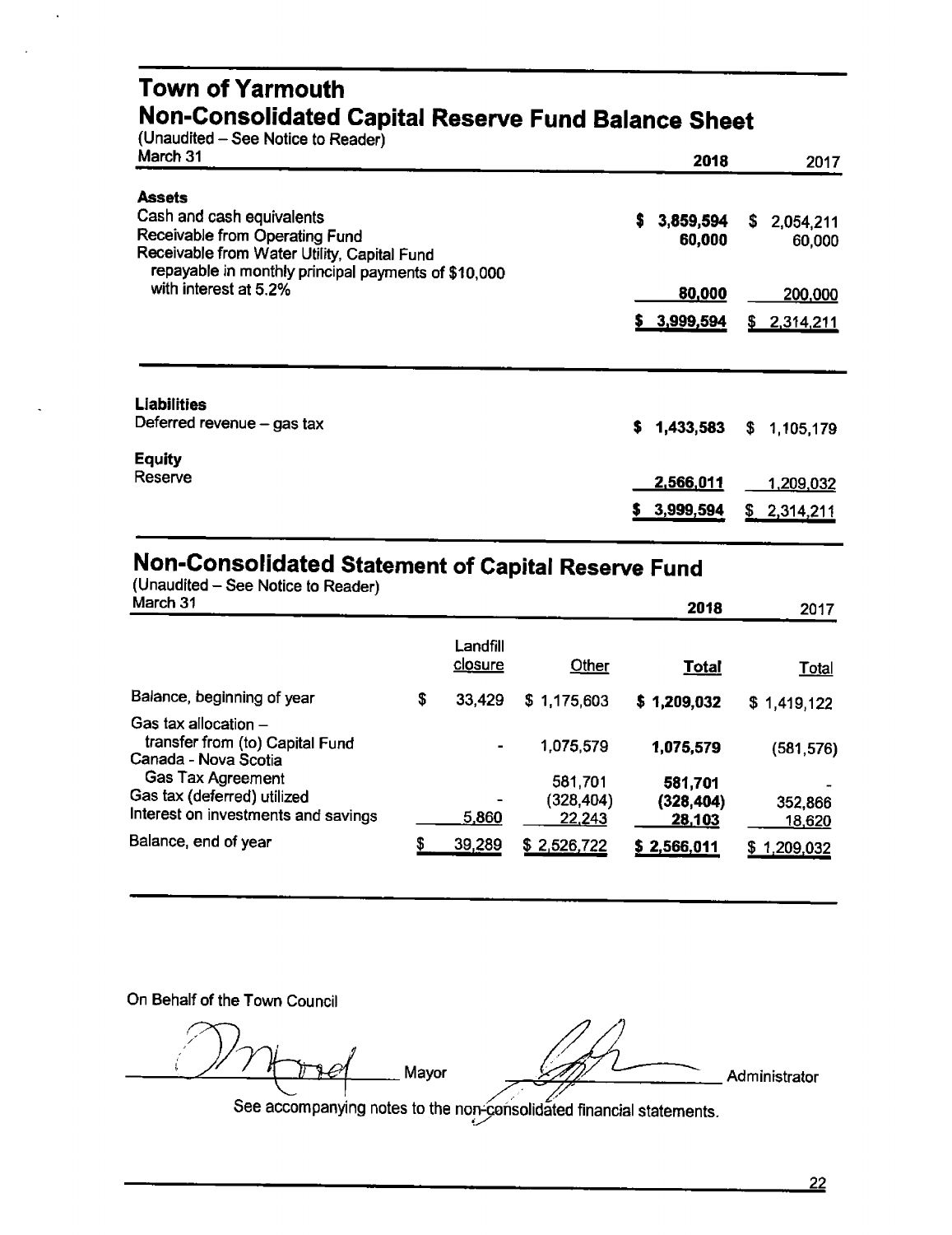# Town of Yarmouth

## Non-Consolidated Capital Reserve Fund Balance Sheet

(Unaudited – See Notice to Reader)

| March 31 | 2018 | 2017 |
|---|---|---|
| **Assets** | | |
| Cash and cash equivalents | $ 3,859,594 | $ 2,054,211 |
| Receivable from Operating Fund | 60,000 | 60,000 |
| Receivable from Water Utility, Capital Fund repayable in monthly principal payments of $10,000 with interest at 5.2% | 80,000 | 200,000 |
| | $ 3,999,594 | $ 2,314,211 |
| **Liabilities** | | |
| Deferred revenue – gas tax | $ 1,433,583 | $ 1,105,179 |
| **Equity** | | |
| Reserve | 2,566,011 | 1,209,032 |
| | $ 3,999,594 | $ 2,314,211 |

## Non-Consolidated Statement of Capital Reserve Fund

(Unaudited – See Notice to Reader)

| March 31 | Landfill closure | Other | 2018 Total | 2017 Total |
|---|---|---|---|---|
| Balance, beginning of year | $ 33,429 | $ 1,175,603 | $ 1,209,032 | $ 1,419,122 |
| Gas tax allocation – transfer from (to) Capital Fund | - | 1,075,579 | 1,075,579 | (581,576) |
| Canada - Nova Scotia Gas Tax Agreement | | 581,701 | 581,701 | - |
| Gas tax (deferred) utilized | - | (328,404) | (328,404) | 352,866 |
| Interest on investments and savings | 5,860 | 22,243 | 28,103 | 18,620 |
| Balance, end of year | $ 39,289 | $ 2,526,722 | $ 2,566,011 | $ 1,209,032 |

On Behalf of the Town Council

_______________ Mayor _______________ Administrator

See accompanying notes to the non-consolidated financial statements.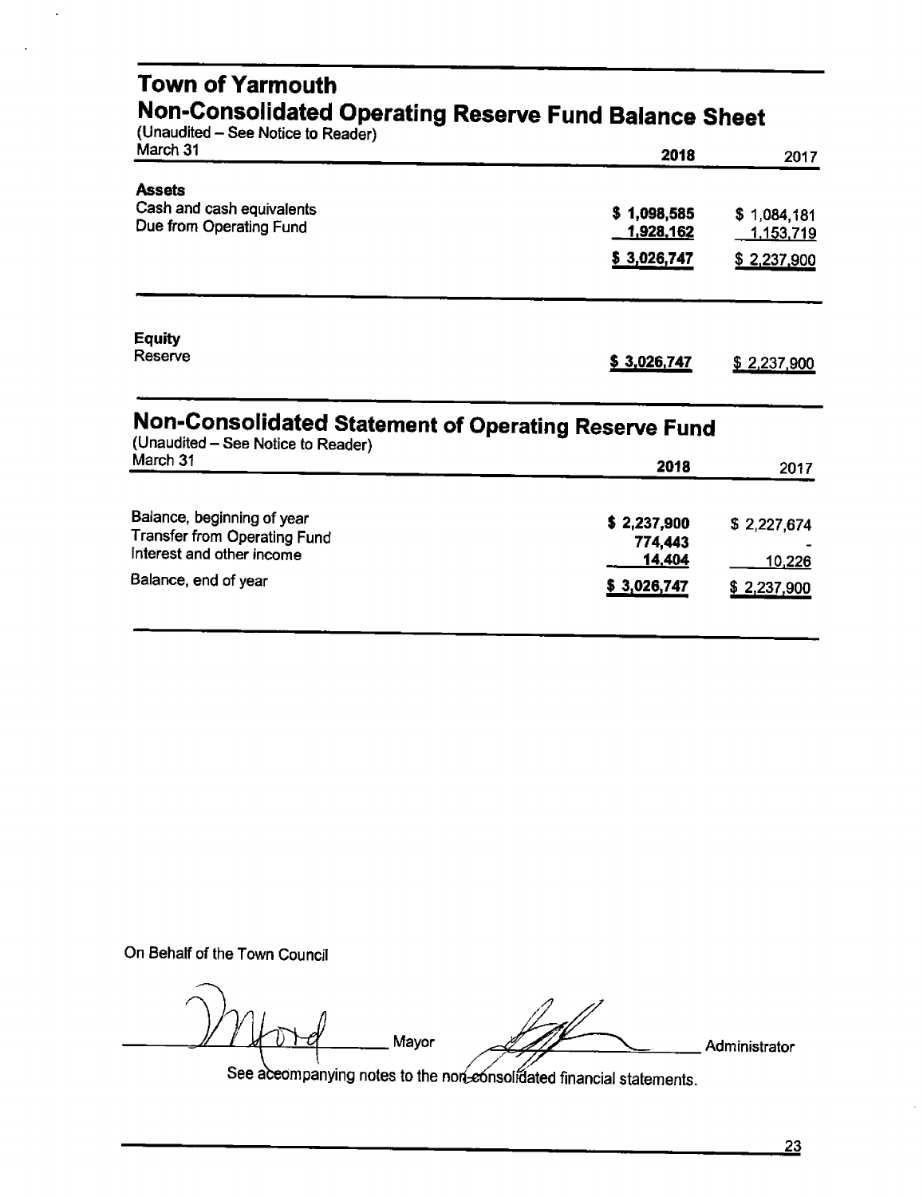# Town of Yarmouth

## Non-Consolidated Operating Reserve Fund Balance Sheet

(Unaudited – See Notice to Reader)

| March 31 | 2018 | 2017 |
|---|---|---|
| **Assets** | | |
| Cash and cash equivalents | $ 1,098,585 | $ 1,084,181 |
| Due from Operating Fund | 1,928,162 | 1,153,719 |
| | $ 3,026,747 | $ 2,237,900 |
| **Equity** | | |
| Reserve | $ 3,026,747 | $ 2,237,900 |

## Non-Consolidated Statement of Operating Reserve Fund

(Unaudited – See Notice to Reader)

| March 31 | 2018 | 2017 |
|---|---|---|
| Balance, beginning of year | $ 2,237,900 | $ 2,227,674 |
| Transfer from Operating Fund | 774,443 | - |
| Interest and other income | 14,404 | 10,226 |
| Balance, end of year | $ 3,026,747 | $ 2,237,900 |

On Behalf of the Town Council

_______________ Mayor _______________ Administrator

See accompanying notes to the non-consolidated financial statements.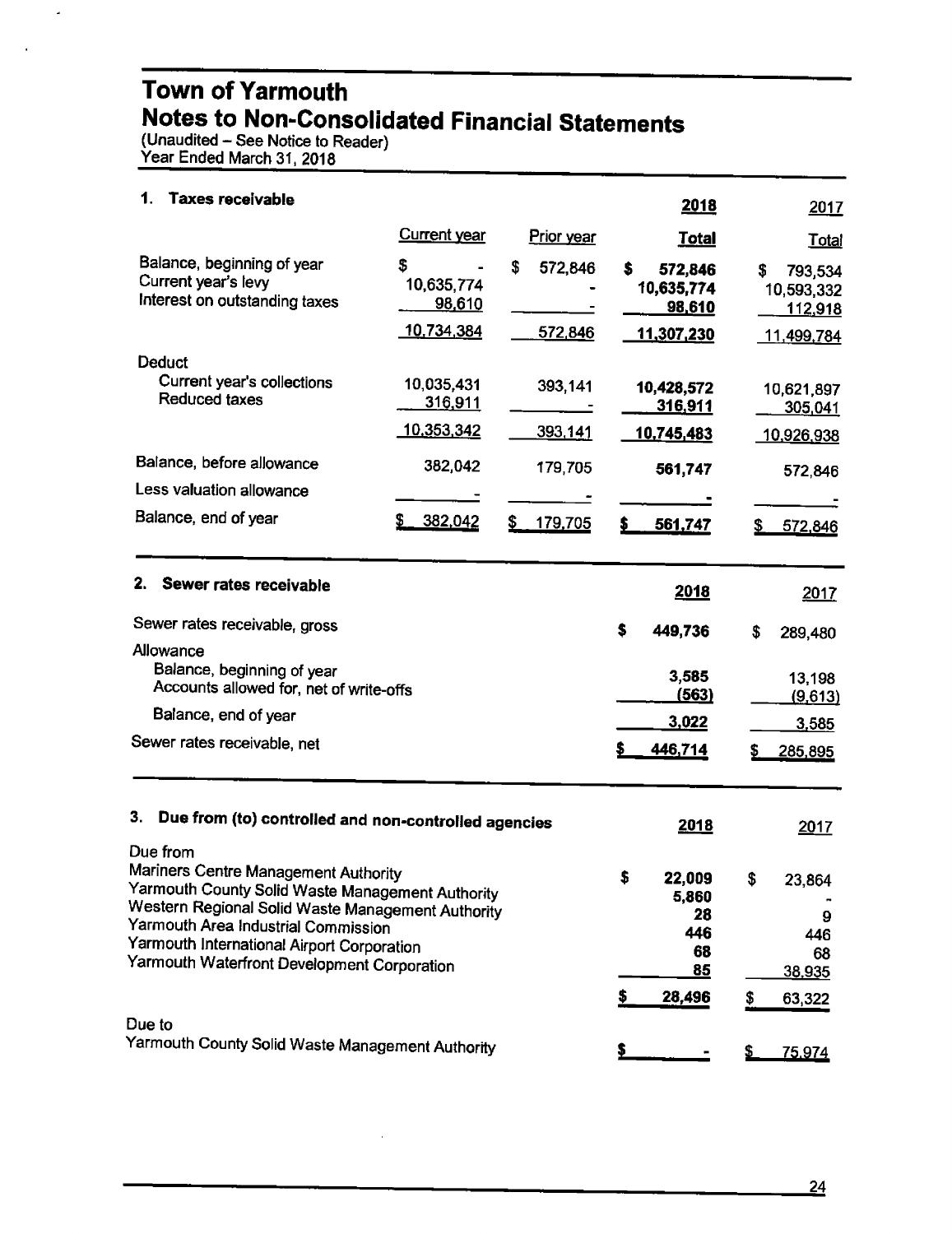# Town of Yarmouth
## Notes to Non-Consolidated Financial Statements
(Unaudited – See Notice to Reader)
Year Ended March 31, 2018

### 1. Taxes receivable

| | Current year | Prior year | 2018 Total | 2017 Total |
|---|---|---|---|---|
| Balance, beginning of year | $ - | $ 572,846 | **$ 572,846** | $ 793,534 |
| Current year's levy | 10,635,774 | - | **10,635,774** | 10,593,332 |
| Interest on outstanding taxes | 98,610 | - | **98,610** | 112,918 |
| | 10,734,384 | 572,846 | **11,307,230** | 11,499,784 |
| Deduct | | | | |
| Current year's collections | 10,035,431 | 393,141 | **10,428,572** | 10,621,897 |
| Reduced taxes | 316,911 | - | **316,911** | 305,041 |
| | 10,353,342 | 393,141 | **10,745,483** | 10,926,938 |
| Balance, before allowance | 382,042 | 179,705 | **561,747** | 572,846 |
| Less valuation allowance | - | - | **-** | - |
| Balance, end of year | $ 382,042 | $ 179,705 | **$ 561,747** | $ 572,846 |

### 2. Sewer rates receivable

| | 2018 | 2017 |
|---|---|---|
| Sewer rates receivable, gross | **$ 449,736** | $ 289,480 |
| Allowance | | |
| Balance, beginning of year | **3,585** | 13,198 |
| Accounts allowed for, net of write-offs | **(563)** | (9,613) |
| Balance, end of year | **3,022** | 3,585 |
| Sewer rates receivable, net | **$ 446,714** | $ 285,895 |

### 3. Due from (to) controlled and non-controlled agencies

| | 2018 | 2017 |
|---|---|---|
| Due from | | |
| Mariners Centre Management Authority | **$ 22,009** | $ 23,864 |
| Yarmouth County Solid Waste Management Authority | **5,860** | - |
| Western Regional Solid Waste Management Authority | **28** | 9 |
| Yarmouth Area Industrial Commission | **446** | 446 |
| Yarmouth International Airport Corporation | **68** | 68 |
| Yarmouth Waterfront Development Corporation | **85** | 38,935 |
| | **$ 28,496** | $ 63,322 |
| Due to | | |
| Yarmouth County Solid Waste Management Authority | **$ -** | $ 75,974 |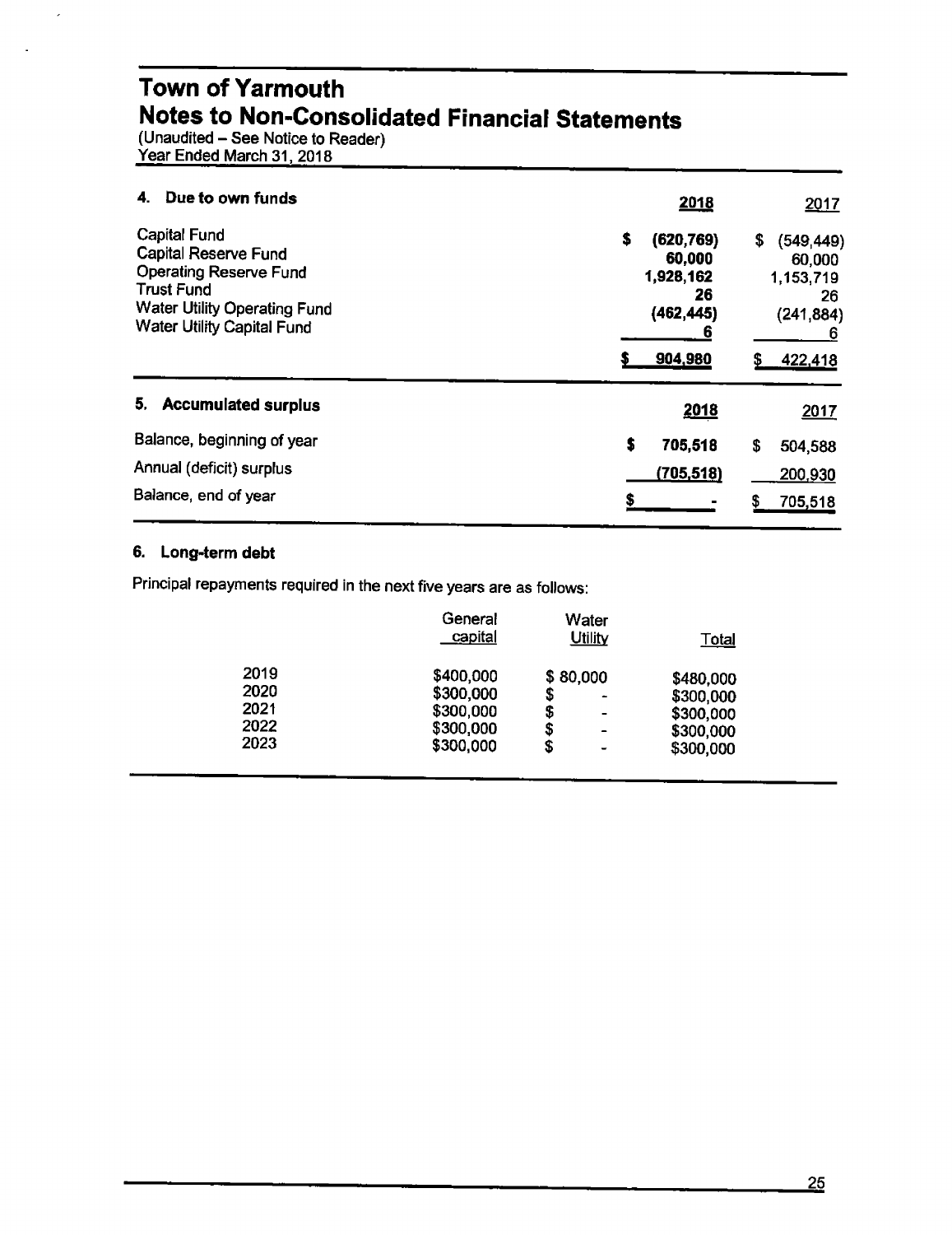# Town of Yarmouth
## Notes to Non-Consolidated Financial Statements
(Unaudited – See Notice to Reader)
Year Ended March 31, 2018

### 4. Due to own funds

| | 2018 | 2017 |
|---|---|---|
| Capital Fund | $ (620,769) | $ (549,449) |
| Capital Reserve Fund | 60,000 | 60,000 |
| Operating Reserve Fund | 1,928,162 | 1,153,719 |
| Trust Fund | 26 | 26 |
| Water Utility Operating Fund | (462,445) | (241,884) |
| Water Utility Capital Fund | 6 | 6 |
| | $ 904,980 | $ 422,418 |

### 5. Accumulated surplus

| | 2018 | 2017 |
|---|---|---|
| Balance, beginning of year | $ 705,518 | $ 504,588 |
| Annual (deficit) surplus | (705,518) | 200,930 |
| Balance, end of year | $ - | $ 705,518 |

### 6. Long-term debt

Principal repayments required in the next five years are as follows:

| | General capital | Water Utility | Total |
|---|---|---|---|
| 2019 | $400,000 | $ 80,000 | $480,000 |
| 2020 | $300,000 | $ - | $300,000 |
| 2021 | $300,000 | $ - | $300,000 |
| 2022 | $300,000 | $ - | $300,000 |
| 2023 | $300,000 | $ - | $300,000 |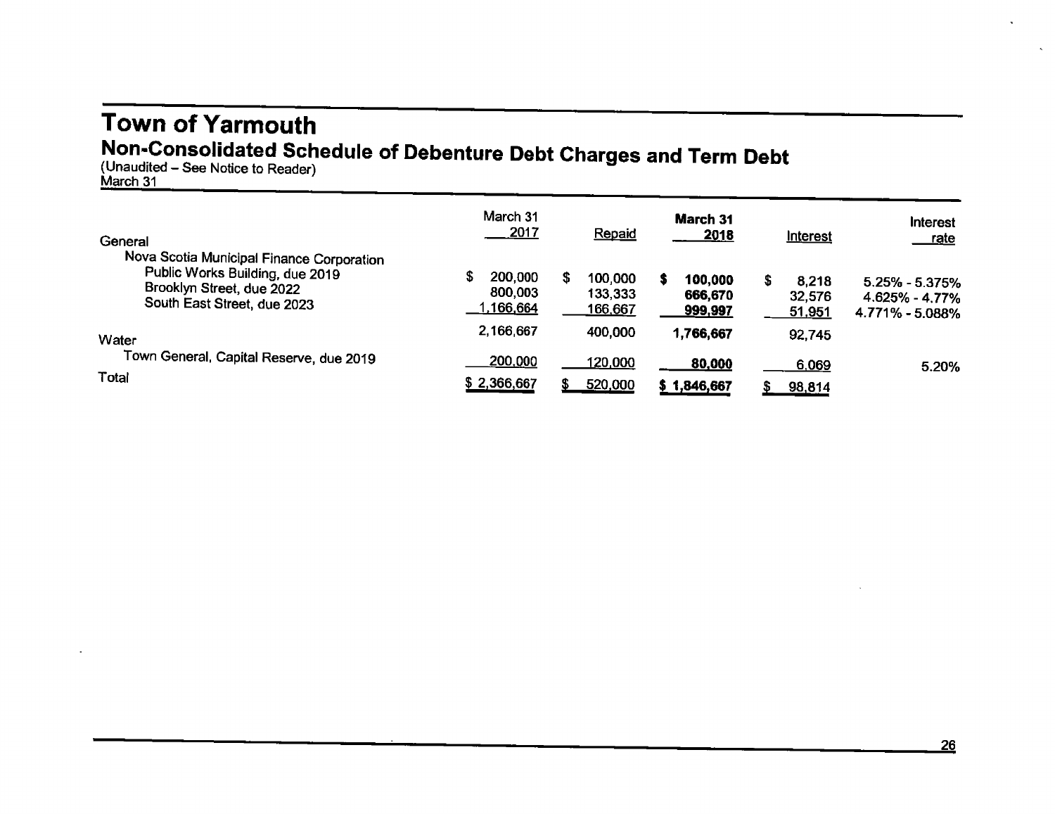# Town of Yarmouth

## Non-Consolidated Schedule of Debenture Debt Charges and Term Debt

(Unaudited – See Notice to Reader)
March 31

| | March 31 2017 | Repaid | **March 31 2018** | Interest | Interest rate |
|---|---|---|---|---|---|
| General | | | | | |
| Nova Scotia Municipal Finance Corporation | | | | | |
| Public Works Building, due 2019 | $ 200,000 | $ 100,000 | **$ 100,000** | $ 8,218 | 5.25% - 5.375% |
| Brooklyn Street, due 2022 | 800,003 | 133,333 | **666,670** | 32,576 | 4.625% - 4.77% |
| South East Street, due 2023 | 1,166,664 | 166,667 | **999,997** | 51,951 | 4.771% - 5.088% |
| | 2,166,667 | 400,000 | **1,766,667** | 92,745 | |
| Water | | | | | |
| Town General, Capital Reserve, due 2019 | 200,000 | 120,000 | **80,000** | 6,069 | 5.20% |
| Total | $ 2,366,667 | $ 520,000 | **$ 1,846,667** | $ 98,814 | |